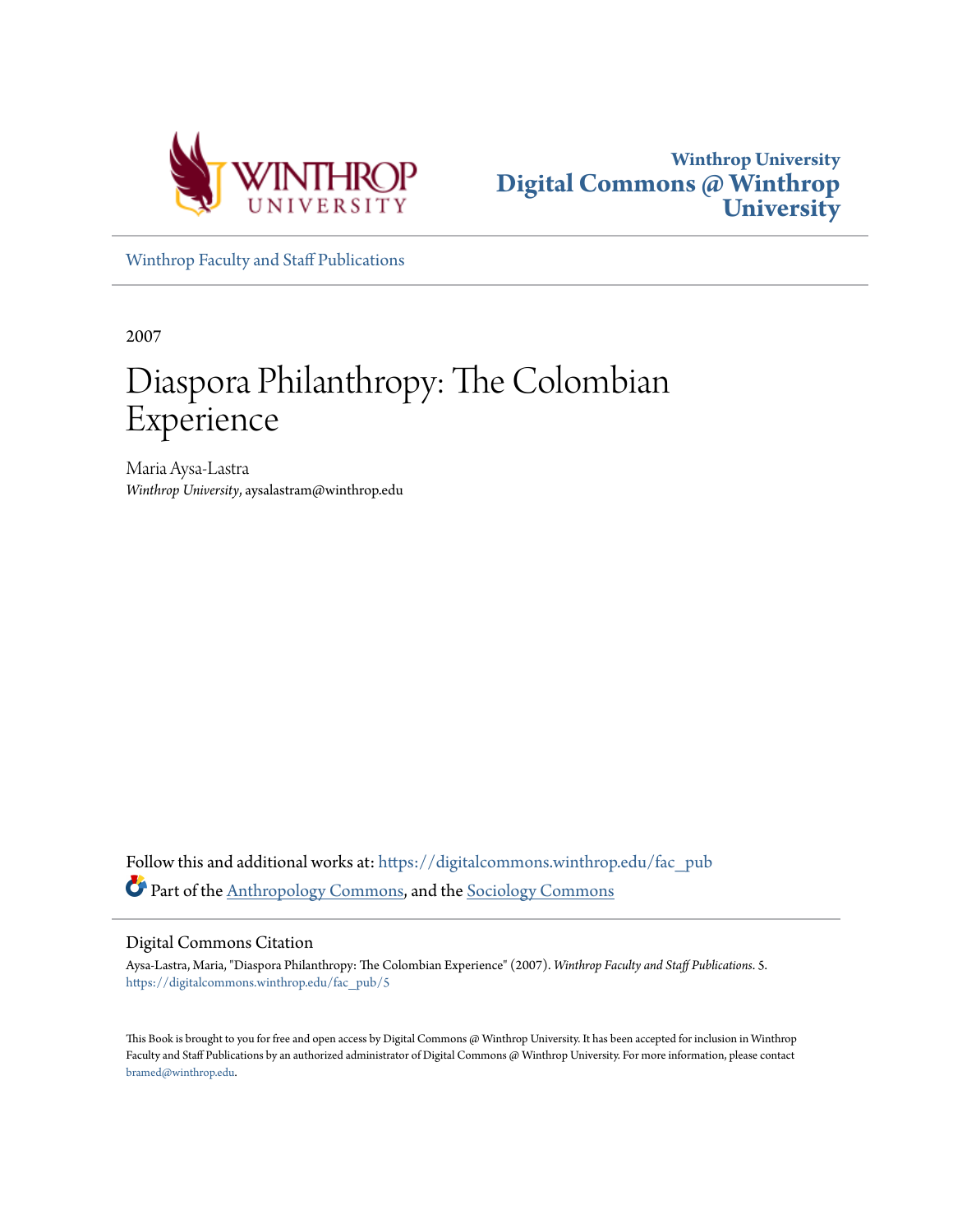Winthrop University
Digital Commons @ Winthrop University

Winthrop Faculty and Staff Publications

2007

# Diaspora Philanthropy: The Colombian Experience

Maria Aysa-Lastra
*Winthrop University*, aysalastram@winthrop.edu

Follow this and additional works at: https://digitalcommons.winthrop.edu/fac_pub

Part of the Anthropology Commons, and the Sociology Commons

## Digital Commons Citation

Aysa-Lastra, Maria, "Diaspora Philanthropy: The Colombian Experience" (2007). *Winthrop Faculty and Staff Publications*. 5.
https://digitalcommons.winthrop.edu/fac_pub/5

This Book is brought to you for free and open access by Digital Commons @ Winthrop University. It has been accepted for inclusion in Winthrop Faculty and Staff Publications by an authorized administrator of Digital Commons @ Winthrop University. For more information, please contact bramed@winthrop.edu.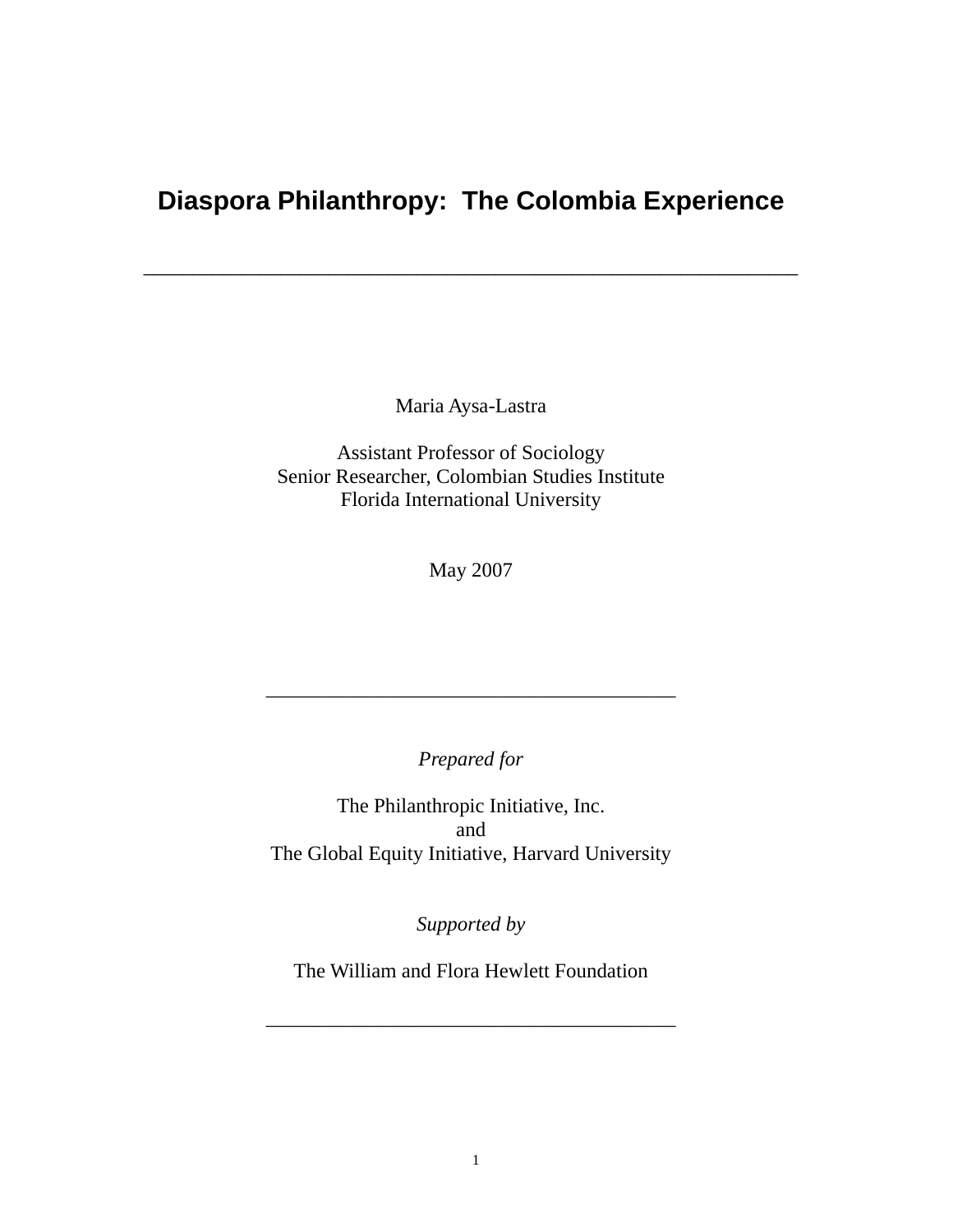# Diaspora Philanthropy: The Colombia Experience

---

Maria Aysa-Lastra

Assistant Professor of Sociology
Senior Researcher, Colombian Studies Institute
Florida International University

May 2007

---

*Prepared for*

The Philanthropic Initiative, Inc.
and
The Global Equity Initiative, Harvard University

*Supported by*

The William and Flora Hewlett Foundation

---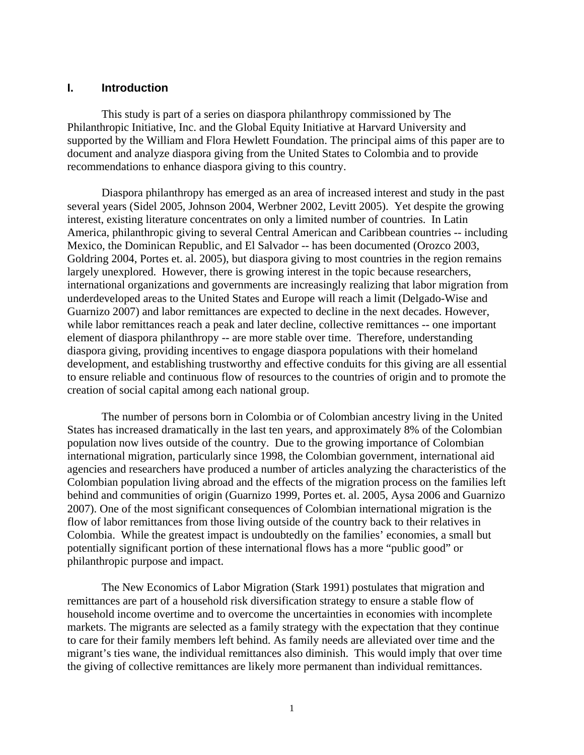## I. Introduction

This study is part of a series on diaspora philanthropy commissioned by The Philanthropic Initiative, Inc. and the Global Equity Initiative at Harvard University and supported by the William and Flora Hewlett Foundation. The principal aims of this paper are to document and analyze diaspora giving from the United States to Colombia and to provide recommendations to enhance diaspora giving to this country.

Diaspora philanthropy has emerged as an area of increased interest and study in the past several years (Sidel 2005, Johnson 2004, Werbner 2002, Levitt 2005). Yet despite the growing interest, existing literature concentrates on only a limited number of countries. In Latin America, philanthropic giving to several Central American and Caribbean countries -- including Mexico, the Dominican Republic, and El Salvador -- has been documented (Orozco 2003, Goldring 2004, Portes et. al. 2005), but diaspora giving to most countries in the region remains largely unexplored. However, there is growing interest in the topic because researchers, international organizations and governments are increasingly realizing that labor migration from underdeveloped areas to the United States and Europe will reach a limit (Delgado-Wise and Guarnizo 2007) and labor remittances are expected to decline in the next decades. However, while labor remittances reach a peak and later decline, collective remittances -- one important element of diaspora philanthropy -- are more stable over time. Therefore, understanding diaspora giving, providing incentives to engage diaspora populations with their homeland development, and establishing trustworthy and effective conduits for this giving are all essential to ensure reliable and continuous flow of resources to the countries of origin and to promote the creation of social capital among each national group.

The number of persons born in Colombia or of Colombian ancestry living in the United States has increased dramatically in the last ten years, and approximately 8% of the Colombian population now lives outside of the country. Due to the growing importance of Colombian international migration, particularly since 1998, the Colombian government, international aid agencies and researchers have produced a number of articles analyzing the characteristics of the Colombian population living abroad and the effects of the migration process on the families left behind and communities of origin (Guarnizo 1999, Portes et. al. 2005, Aysa 2006 and Guarnizo 2007). One of the most significant consequences of Colombian international migration is the flow of labor remittances from those living outside of the country back to their relatives in Colombia. While the greatest impact is undoubtedly on the families' economies, a small but potentially significant portion of these international flows has a more "public good" or philanthropic purpose and impact.

The New Economics of Labor Migration (Stark 1991) postulates that migration and remittances are part of a household risk diversification strategy to ensure a stable flow of household income overtime and to overcome the uncertainties in economies with incomplete markets. The migrants are selected as a family strategy with the expectation that they continue to care for their family members left behind. As family needs are alleviated over time and the migrant's ties wane, the individual remittances also diminish. This would imply that over time the giving of collective remittances are likely more permanent than individual remittances.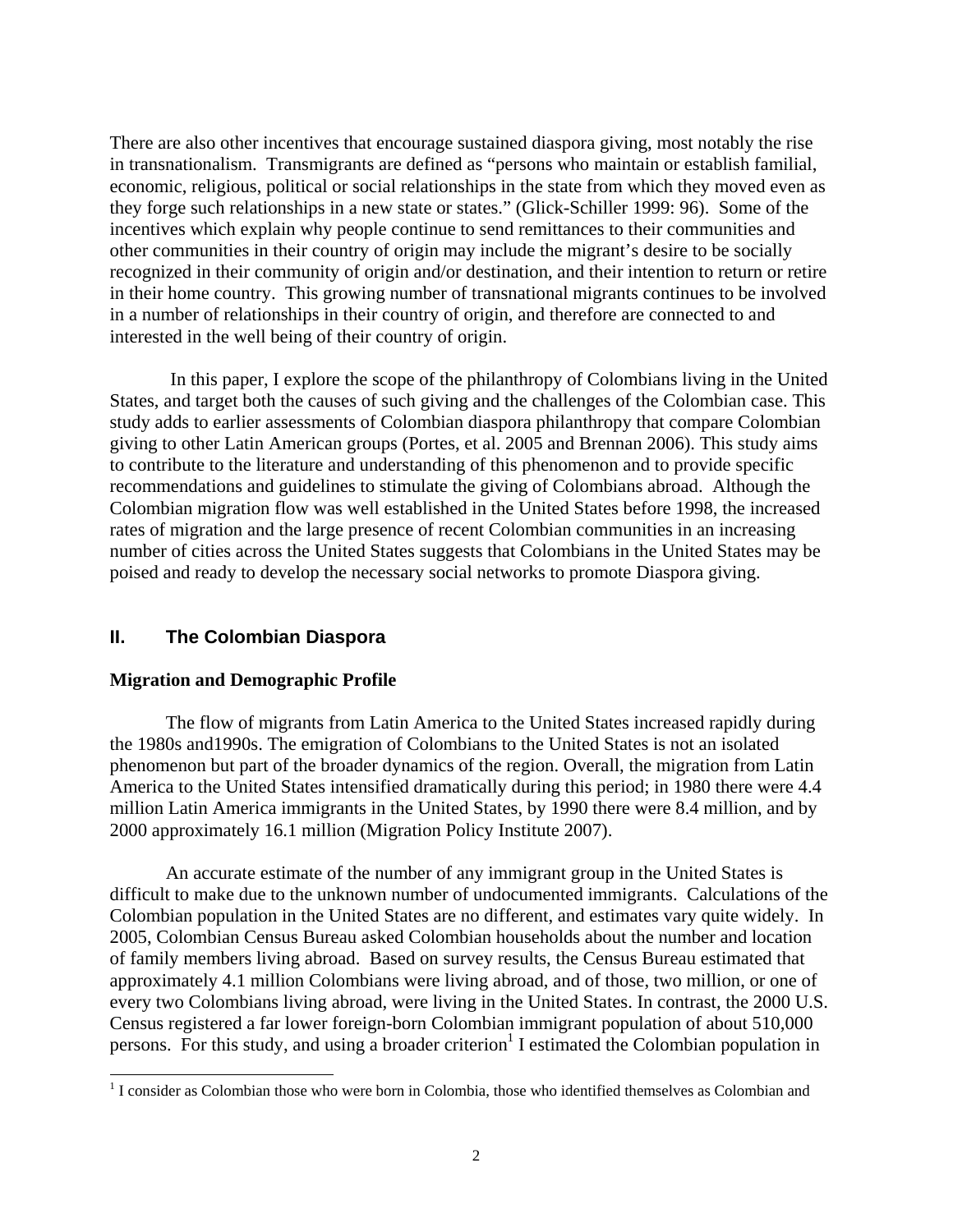There are also other incentives that encourage sustained diaspora giving, most notably the rise in transnationalism. Transmigrants are defined as "persons who maintain or establish familial, economic, religious, political or social relationships in the state from which they moved even as they forge such relationships in a new state or states." (Glick-Schiller 1999: 96). Some of the incentives which explain why people continue to send remittances to their communities and other communities in their country of origin may include the migrant's desire to be socially recognized in their community of origin and/or destination, and their intention to return or retire in their home country. This growing number of transnational migrants continues to be involved in a number of relationships in their country of origin, and therefore are connected to and interested in the well being of their country of origin.

In this paper, I explore the scope of the philanthropy of Colombians living in the United States, and target both the causes of such giving and the challenges of the Colombian case. This study adds to earlier assessments of Colombian diaspora philanthropy that compare Colombian giving to other Latin American groups (Portes, et al. 2005 and Brennan 2006). This study aims to contribute to the literature and understanding of this phenomenon and to provide specific recommendations and guidelines to stimulate the giving of Colombians abroad. Although the Colombian migration flow was well established in the United States before 1998, the increased rates of migration and the large presence of recent Colombian communities in an increasing number of cities across the United States suggests that Colombians in the United States may be poised and ready to develop the necessary social networks to promote Diaspora giving.

## II. The Colombian Diaspora

### Migration and Demographic Profile

The flow of migrants from Latin America to the United States increased rapidly during the 1980s and1990s. The emigration of Colombians to the United States is not an isolated phenomenon but part of the broader dynamics of the region. Overall, the migration from Latin America to the United States intensified dramatically during this period; in 1980 there were 4.4 million Latin America immigrants in the United States, by 1990 there were 8.4 million, and by 2000 approximately 16.1 million (Migration Policy Institute 2007).

An accurate estimate of the number of any immigrant group in the United States is difficult to make due to the unknown number of undocumented immigrants. Calculations of the Colombian population in the United States are no different, and estimates vary quite widely. In 2005, Colombian Census Bureau asked Colombian households about the number and location of family members living abroad. Based on survey results, the Census Bureau estimated that approximately 4.1 million Colombians were living abroad, and of those, two million, or one of every two Colombians living abroad, were living in the United States. In contrast, the 2000 U.S. Census registered a far lower foreign-born Colombian immigrant population of about 510,000 persons. For this study, and using a broader criterion[1] I estimated the Colombian population in

[1] I consider as Colombian those who were born in Colombia, those who identified themselves as Colombian and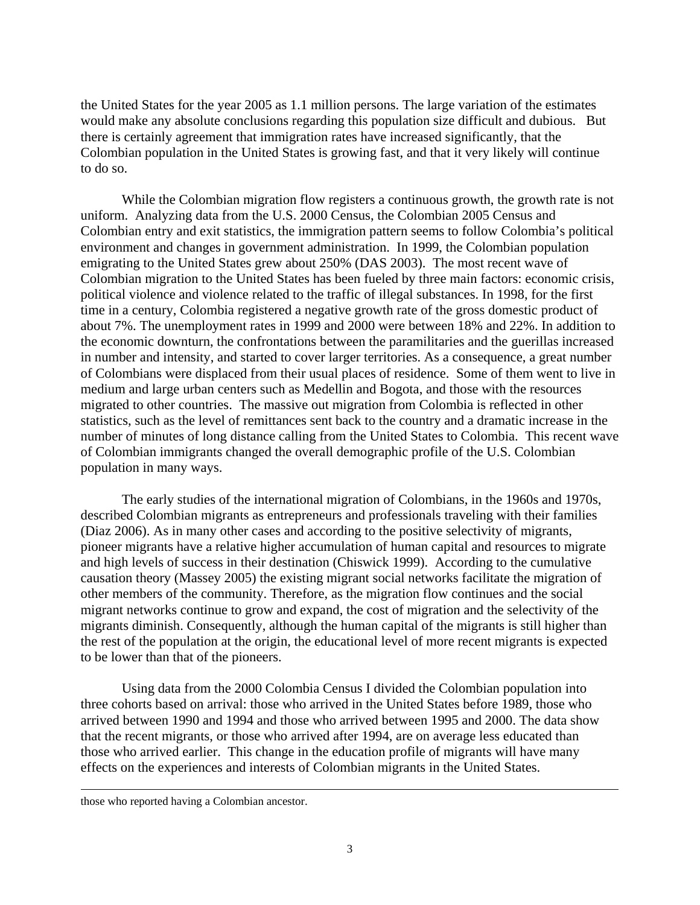the United States for the year 2005 as 1.1 million persons. The large variation of the estimates would make any absolute conclusions regarding this population size difficult and dubious. But there is certainly agreement that immigration rates have increased significantly, that the Colombian population in the United States is growing fast, and that it very likely will continue to do so.

While the Colombian migration flow registers a continuous growth, the growth rate is not uniform. Analyzing data from the U.S. 2000 Census, the Colombian 2005 Census and Colombian entry and exit statistics, the immigration pattern seems to follow Colombia's political environment and changes in government administration. In 1999, the Colombian population emigrating to the United States grew about 250% (DAS 2003). The most recent wave of Colombian migration to the United States has been fueled by three main factors: economic crisis, political violence and violence related to the traffic of illegal substances. In 1998, for the first time in a century, Colombia registered a negative growth rate of the gross domestic product of about 7%. The unemployment rates in 1999 and 2000 were between 18% and 22%. In addition to the economic downturn, the confrontations between the paramilitaries and the guerillas increased in number and intensity, and started to cover larger territories. As a consequence, a great number of Colombians were displaced from their usual places of residence. Some of them went to live in medium and large urban centers such as Medellin and Bogota, and those with the resources migrated to other countries. The massive out migration from Colombia is reflected in other statistics, such as the level of remittances sent back to the country and a dramatic increase in the number of minutes of long distance calling from the United States to Colombia. This recent wave of Colombian immigrants changed the overall demographic profile of the U.S. Colombian population in many ways.

The early studies of the international migration of Colombians, in the 1960s and 1970s, described Colombian migrants as entrepreneurs and professionals traveling with their families (Diaz 2006). As in many other cases and according to the positive selectivity of migrants, pioneer migrants have a relative higher accumulation of human capital and resources to migrate and high levels of success in their destination (Chiswick 1999). According to the cumulative causation theory (Massey 2005) the existing migrant social networks facilitate the migration of other members of the community. Therefore, as the migration flow continues and the social migrant networks continue to grow and expand, the cost of migration and the selectivity of the migrants diminish. Consequently, although the human capital of the migrants is still higher than the rest of the population at the origin, the educational level of more recent migrants is expected to be lower than that of the pioneers.

Using data from the 2000 Colombia Census I divided the Colombian population into three cohorts based on arrival: those who arrived in the United States before 1989, those who arrived between 1990 and 1994 and those who arrived between 1995 and 2000. The data show that the recent migrants, or those who arrived after 1994, are on average less educated than those who arrived earlier. This change in the education profile of migrants will have many effects on the experiences and interests of Colombian migrants in the United States.

---

those who reported having a Colombian ancestor.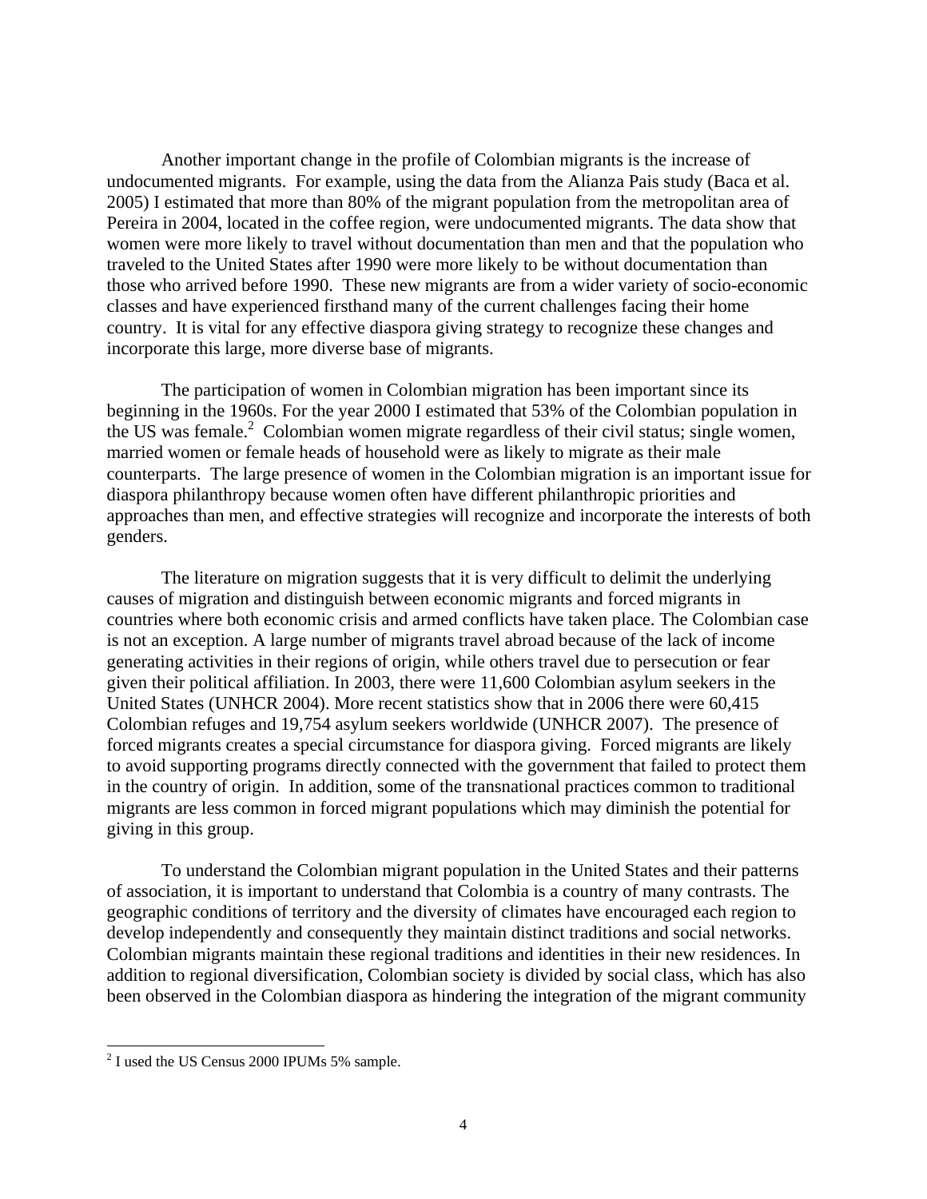Another important change in the profile of Colombian migrants is the increase of undocumented migrants. For example, using the data from the Alianza Pais study (Baca et al. 2005) I estimated that more than 80% of the migrant population from the metropolitan area of Pereira in 2004, located in the coffee region, were undocumented migrants. The data show that women were more likely to travel without documentation than men and that the population who traveled to the United States after 1990 were more likely to be without documentation than those who arrived before 1990. These new migrants are from a wider variety of socio-economic classes and have experienced firsthand many of the current challenges facing their home country. It is vital for any effective diaspora giving strategy to recognize these changes and incorporate this large, more diverse base of migrants.

The participation of women in Colombian migration has been important since its beginning in the 1960s. For the year 2000 I estimated that 53% of the Colombian population in the US was female.[2] Colombian women migrate regardless of their civil status; single women, married women or female heads of household were as likely to migrate as their male counterparts. The large presence of women in the Colombian migration is an important issue for diaspora philanthropy because women often have different philanthropic priorities and approaches than men, and effective strategies will recognize and incorporate the interests of both genders.

The literature on migration suggests that it is very difficult to delimit the underlying causes of migration and distinguish between economic migrants and forced migrants in countries where both economic crisis and armed conflicts have taken place. The Colombian case is not an exception. A large number of migrants travel abroad because of the lack of income generating activities in their regions of origin, while others travel due to persecution or fear given their political affiliation. In 2003, there were 11,600 Colombian asylum seekers in the United States (UNHCR 2004). More recent statistics show that in 2006 there were 60,415 Colombian refuges and 19,754 asylum seekers worldwide (UNHCR 2007). The presence of forced migrants creates a special circumstance for diaspora giving. Forced migrants are likely to avoid supporting programs directly connected with the government that failed to protect them in the country of origin. In addition, some of the transnational practices common to traditional migrants are less common in forced migrant populations which may diminish the potential for giving in this group.

To understand the Colombian migrant population in the United States and their patterns of association, it is important to understand that Colombia is a country of many contrasts. The geographic conditions of territory and the diversity of climates have encouraged each region to develop independently and consequently they maintain distinct traditions and social networks. Colombian migrants maintain these regional traditions and identities in their new residences. In addition to regional diversification, Colombian society is divided by social class, which has also been observed in the Colombian diaspora as hindering the integration of the migrant community

[2] I used the US Census 2000 IPUMs 5% sample.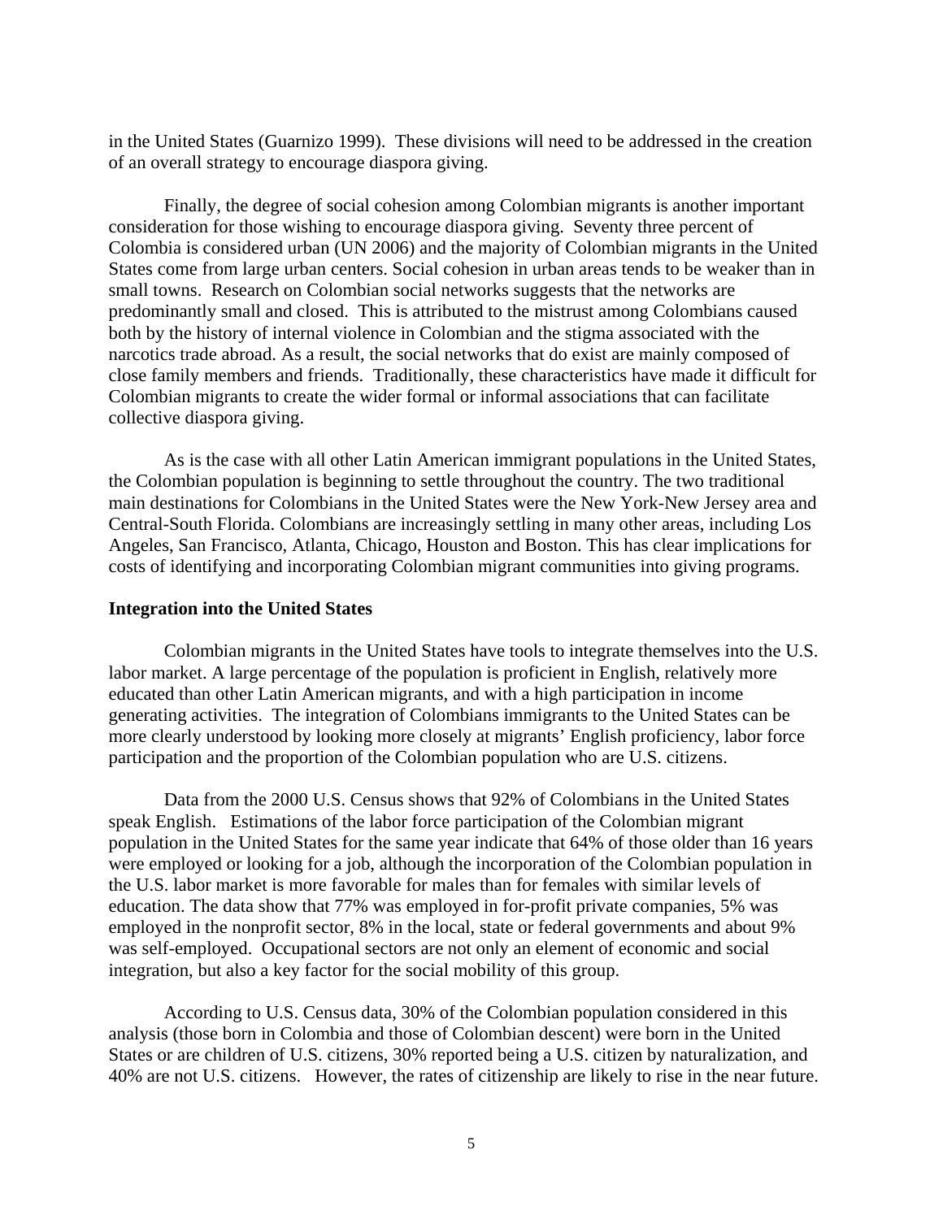in the United States (Guarnizo 1999). These divisions will need to be addressed in the creation of an overall strategy to encourage diaspora giving.

Finally, the degree of social cohesion among Colombian migrants is another important consideration for those wishing to encourage diaspora giving. Seventy three percent of Colombia is considered urban (UN 2006) and the majority of Colombian migrants in the United States come from large urban centers. Social cohesion in urban areas tends to be weaker than in small towns. Research on Colombian social networks suggests that the networks are predominantly small and closed. This is attributed to the mistrust among Colombians caused both by the history of internal violence in Colombian and the stigma associated with the narcotics trade abroad. As a result, the social networks that do exist are mainly composed of close family members and friends. Traditionally, these characteristics have made it difficult for Colombian migrants to create the wider formal or informal associations that can facilitate collective diaspora giving.

As is the case with all other Latin American immigrant populations in the United States, the Colombian population is beginning to settle throughout the country. The two traditional main destinations for Colombians in the United States were the New York-New Jersey area and Central-South Florida. Colombians are increasingly settling in many other areas, including Los Angeles, San Francisco, Atlanta, Chicago, Houston and Boston. This has clear implications for costs of identifying and incorporating Colombian migrant communities into giving programs.

**Integration into the United States**

Colombian migrants in the United States have tools to integrate themselves into the U.S. labor market. A large percentage of the population is proficient in English, relatively more educated than other Latin American migrants, and with a high participation in income generating activities. The integration of Colombians immigrants to the United States can be more clearly understood by looking more closely at migrants' English proficiency, labor force participation and the proportion of the Colombian population who are U.S. citizens.

Data from the 2000 U.S. Census shows that 92% of Colombians in the United States speak English. Estimations of the labor force participation of the Colombian migrant population in the United States for the same year indicate that 64% of those older than 16 years were employed or looking for a job, although the incorporation of the Colombian population in the U.S. labor market is more favorable for males than for females with similar levels of education. The data show that 77% was employed in for-profit private companies, 5% was employed in the nonprofit sector, 8% in the local, state or federal governments and about 9% was self-employed. Occupational sectors are not only an element of economic and social integration, but also a key factor for the social mobility of this group.

According to U.S. Census data, 30% of the Colombian population considered in this analysis (those born in Colombia and those of Colombian descent) were born in the United States or are children of U.S. citizens, 30% reported being a U.S. citizen by naturalization, and 40% are not U.S. citizens. However, the rates of citizenship are likely to rise in the near future.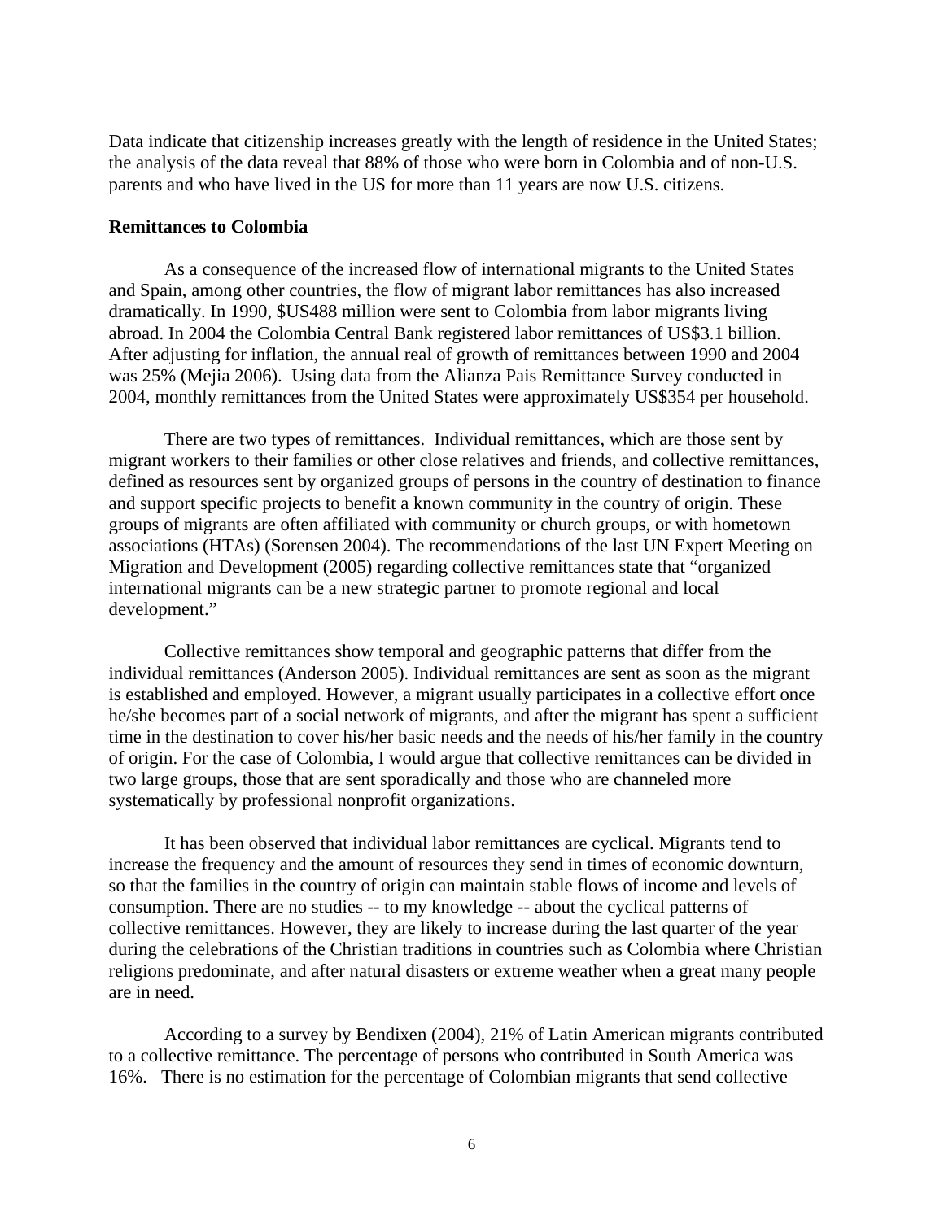Data indicate that citizenship increases greatly with the length of residence in the United States; the analysis of the data reveal that 88% of those who were born in Colombia and of non-U.S. parents and who have lived in the US for more than 11 years are now U.S. citizens.

**Remittances to Colombia**

As a consequence of the increased flow of international migrants to the United States and Spain, among other countries, the flow of migrant labor remittances has also increased dramatically. In 1990, $US488 million were sent to Colombia from labor migrants living abroad. In 2004 the Colombia Central Bank registered labor remittances of US$3.1 billion. After adjusting for inflation, the annual real of growth of remittances between 1990 and 2004 was 25% (Mejia 2006). Using data from the Alianza Pais Remittance Survey conducted in 2004, monthly remittances from the United States were approximately US$354 per household.

There are two types of remittances. Individual remittances, which are those sent by migrant workers to their families or other close relatives and friends, and collective remittances, defined as resources sent by organized groups of persons in the country of destination to finance and support specific projects to benefit a known community in the country of origin. These groups of migrants are often affiliated with community or church groups, or with hometown associations (HTAs) (Sorensen 2004). The recommendations of the last UN Expert Meeting on Migration and Development (2005) regarding collective remittances state that "organized international migrants can be a new strategic partner to promote regional and local development."

Collective remittances show temporal and geographic patterns that differ from the individual remittances (Anderson 2005). Individual remittances are sent as soon as the migrant is established and employed. However, a migrant usually participates in a collective effort once he/she becomes part of a social network of migrants, and after the migrant has spent a sufficient time in the destination to cover his/her basic needs and the needs of his/her family in the country of origin. For the case of Colombia, I would argue that collective remittances can be divided in two large groups, those that are sent sporadically and those who are channeled more systematically by professional nonprofit organizations.

It has been observed that individual labor remittances are cyclical. Migrants tend to increase the frequency and the amount of resources they send in times of economic downturn, so that the families in the country of origin can maintain stable flows of income and levels of consumption. There are no studies -- to my knowledge -- about the cyclical patterns of collective remittances. However, they are likely to increase during the last quarter of the year during the celebrations of the Christian traditions in countries such as Colombia where Christian religions predominate, and after natural disasters or extreme weather when a great many people are in need.

According to a survey by Bendixen (2004), 21% of Latin American migrants contributed to a collective remittance. The percentage of persons who contributed in South America was 16%. There is no estimation for the percentage of Colombian migrants that send collective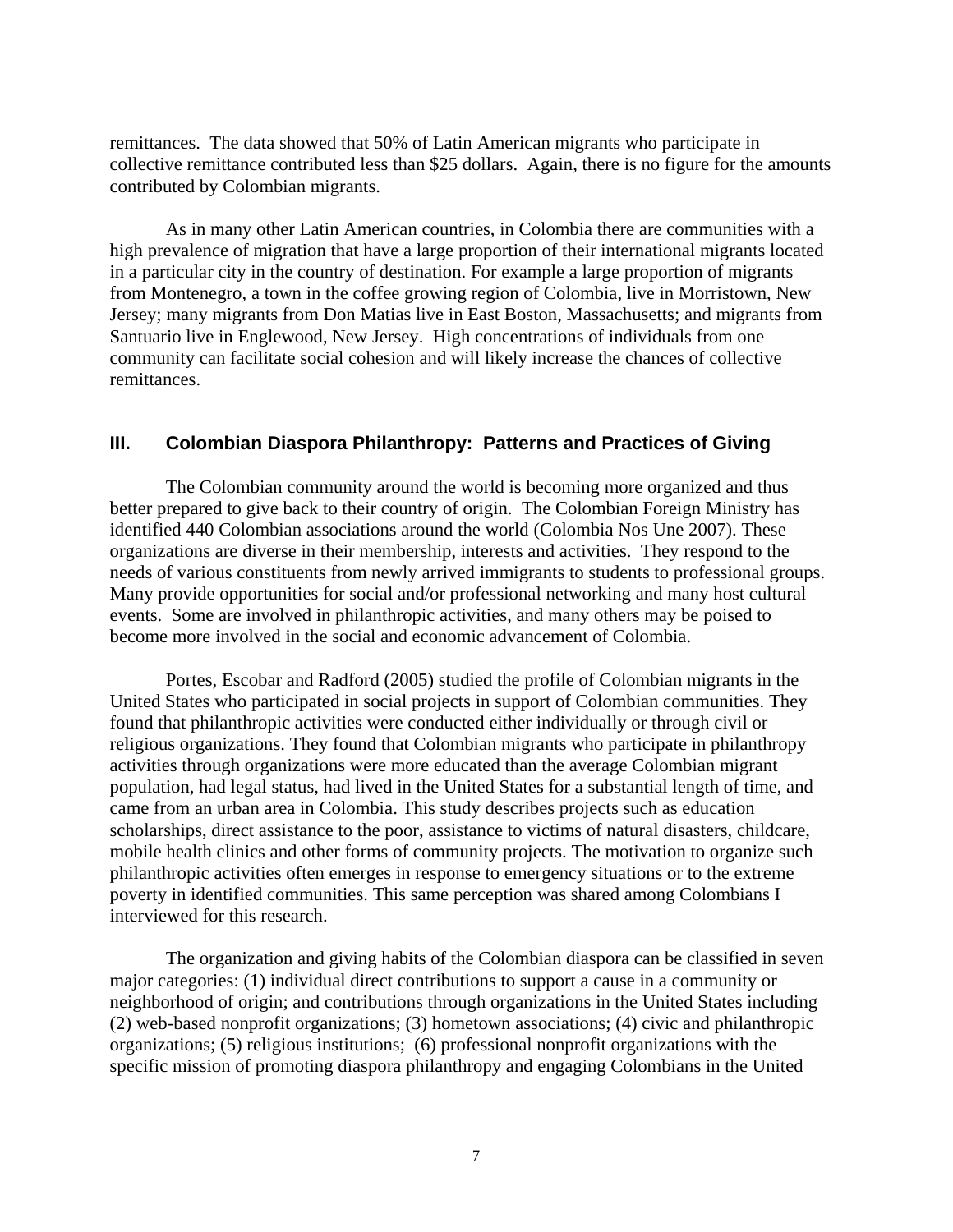remittances. The data showed that 50% of Latin American migrants who participate in collective remittance contributed less than $25 dollars. Again, there is no figure for the amounts contributed by Colombian migrants.

As in many other Latin American countries, in Colombia there are communities with a high prevalence of migration that have a large proportion of their international migrants located in a particular city in the country of destination. For example a large proportion of migrants from Montenegro, a town in the coffee growing region of Colombia, live in Morristown, New Jersey; many migrants from Don Matias live in East Boston, Massachusetts; and migrants from Santuario live in Englewood, New Jersey. High concentrations of individuals from one community can facilitate social cohesion and will likely increase the chances of collective remittances.

## III. Colombian Diaspora Philanthropy: Patterns and Practices of Giving

The Colombian community around the world is becoming more organized and thus better prepared to give back to their country of origin. The Colombian Foreign Ministry has identified 440 Colombian associations around the world (Colombia Nos Une 2007). These organizations are diverse in their membership, interests and activities. They respond to the needs of various constituents from newly arrived immigrants to students to professional groups. Many provide opportunities for social and/or professional networking and many host cultural events. Some are involved in philanthropic activities, and many others may be poised to become more involved in the social and economic advancement of Colombia.

Portes, Escobar and Radford (2005) studied the profile of Colombian migrants in the United States who participated in social projects in support of Colombian communities. They found that philanthropic activities were conducted either individually or through civil or religious organizations. They found that Colombian migrants who participate in philanthropy activities through organizations were more educated than the average Colombian migrant population, had legal status, had lived in the United States for a substantial length of time, and came from an urban area in Colombia. This study describes projects such as education scholarships, direct assistance to the poor, assistance to victims of natural disasters, childcare, mobile health clinics and other forms of community projects. The motivation to organize such philanthropic activities often emerges in response to emergency situations or to the extreme poverty in identified communities. This same perception was shared among Colombians I interviewed for this research.

The organization and giving habits of the Colombian diaspora can be classified in seven major categories: (1) individual direct contributions to support a cause in a community or neighborhood of origin; and contributions through organizations in the United States including (2) web-based nonprofit organizations; (3) hometown associations; (4) civic and philanthropic organizations; (5) religious institutions; (6) professional nonprofit organizations with the specific mission of promoting diaspora philanthropy and engaging Colombians in the United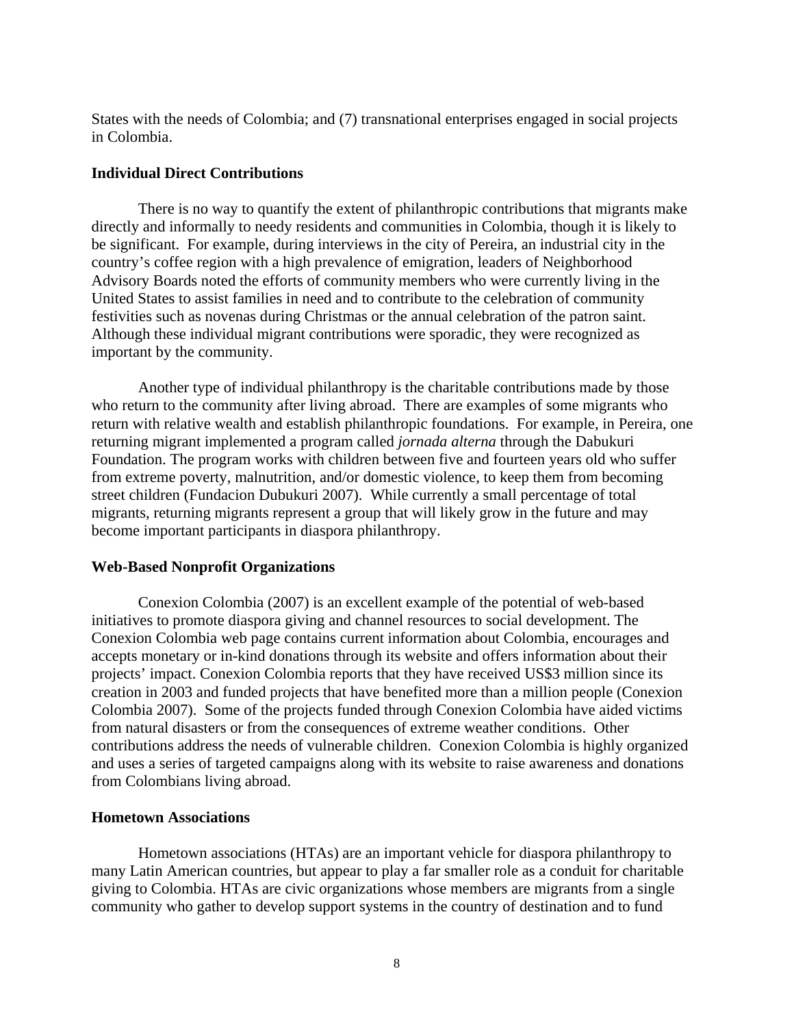States with the needs of Colombia; and (7) transnational enterprises engaged in social projects in Colombia.

**Individual Direct Contributions**

There is no way to quantify the extent of philanthropic contributions that migrants make directly and informally to needy residents and communities in Colombia, though it is likely to be significant. For example, during interviews in the city of Pereira, an industrial city in the country's coffee region with a high prevalence of emigration, leaders of Neighborhood Advisory Boards noted the efforts of community members who were currently living in the United States to assist families in need and to contribute to the celebration of community festivities such as novenas during Christmas or the annual celebration of the patron saint. Although these individual migrant contributions were sporadic, they were recognized as important by the community.

Another type of individual philanthropy is the charitable contributions made by those who return to the community after living abroad. There are examples of some migrants who return with relative wealth and establish philanthropic foundations. For example, in Pereira, one returning migrant implemented a program called *jornada alterna* through the Dabukuri Foundation. The program works with children between five and fourteen years old who suffer from extreme poverty, malnutrition, and/or domestic violence, to keep them from becoming street children (Fundacion Dubukuri 2007). While currently a small percentage of total migrants, returning migrants represent a group that will likely grow in the future and may become important participants in diaspora philanthropy.

**Web-Based Nonprofit Organizations**

Conexion Colombia (2007) is an excellent example of the potential of web-based initiatives to promote diaspora giving and channel resources to social development. The Conexion Colombia web page contains current information about Colombia, encourages and accepts monetary or in-kind donations through its website and offers information about their projects' impact. Conexion Colombia reports that they have received US$3 million since its creation in 2003 and funded projects that have benefited more than a million people (Conexion Colombia 2007). Some of the projects funded through Conexion Colombia have aided victims from natural disasters or from the consequences of extreme weather conditions. Other contributions address the needs of vulnerable children. Conexion Colombia is highly organized and uses a series of targeted campaigns along with its website to raise awareness and donations from Colombians living abroad.

**Hometown Associations**

Hometown associations (HTAs) are an important vehicle for diaspora philanthropy to many Latin American countries, but appear to play a far smaller role as a conduit for charitable giving to Colombia. HTAs are civic organizations whose members are migrants from a single community who gather to develop support systems in the country of destination and to fund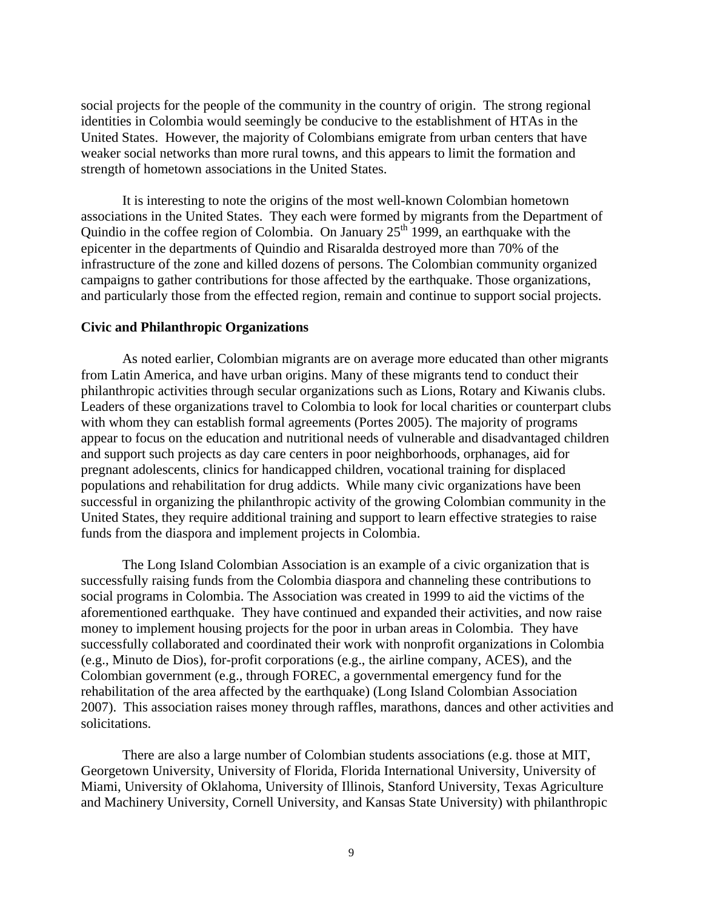social projects for the people of the community in the country of origin. The strong regional identities in Colombia would seemingly be conducive to the establishment of HTAs in the United States. However, the majority of Colombians emigrate from urban centers that have weaker social networks than more rural towns, and this appears to limit the formation and strength of hometown associations in the United States.

It is interesting to note the origins of the most well-known Colombian hometown associations in the United States. They each were formed by migrants from the Department of Quindio in the coffee region of Colombia. On January 25th 1999, an earthquake with the epicenter in the departments of Quindio and Risaralda destroyed more than 70% of the infrastructure of the zone and killed dozens of persons. The Colombian community organized campaigns to gather contributions for those affected by the earthquake. Those organizations, and particularly those from the effected region, remain and continue to support social projects.

### Civic and Philanthropic Organizations

As noted earlier, Colombian migrants are on average more educated than other migrants from Latin America, and have urban origins. Many of these migrants tend to conduct their philanthropic activities through secular organizations such as Lions, Rotary and Kiwanis clubs. Leaders of these organizations travel to Colombia to look for local charities or counterpart clubs with whom they can establish formal agreements (Portes 2005). The majority of programs appear to focus on the education and nutritional needs of vulnerable and disadvantaged children and support such projects as day care centers in poor neighborhoods, orphanages, aid for pregnant adolescents, clinics for handicapped children, vocational training for displaced populations and rehabilitation for drug addicts. While many civic organizations have been successful in organizing the philanthropic activity of the growing Colombian community in the United States, they require additional training and support to learn effective strategies to raise funds from the diaspora and implement projects in Colombia.

The Long Island Colombian Association is an example of a civic organization that is successfully raising funds from the Colombia diaspora and channeling these contributions to social programs in Colombia. The Association was created in 1999 to aid the victims of the aforementioned earthquake. They have continued and expanded their activities, and now raise money to implement housing projects for the poor in urban areas in Colombia. They have successfully collaborated and coordinated their work with nonprofit organizations in Colombia (e.g., Minuto de Dios), for-profit corporations (e.g., the airline company, ACES), and the Colombian government (e.g., through FOREC, a governmental emergency fund for the rehabilitation of the area affected by the earthquake) (Long Island Colombian Association 2007). This association raises money through raffles, marathons, dances and other activities and solicitations.

There are also a large number of Colombian students associations (e.g. those at MIT, Georgetown University, University of Florida, Florida International University, University of Miami, University of Oklahoma, University of Illinois, Stanford University, Texas Agriculture and Machinery University, Cornell University, and Kansas State University) with philanthropic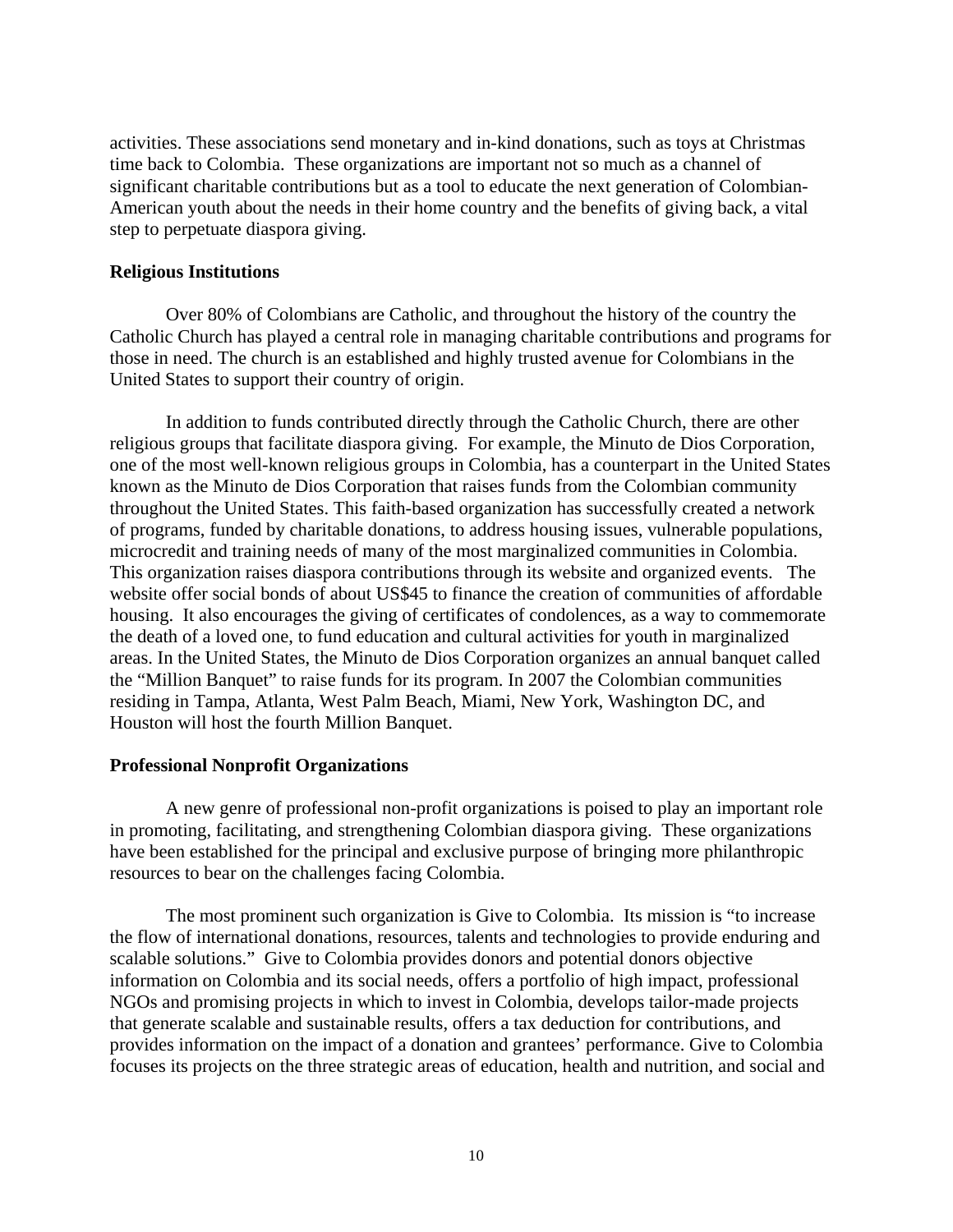activities. These associations send monetary and in-kind donations, such as toys at Christmas time back to Colombia. These organizations are important not so much as a channel of significant charitable contributions but as a tool to educate the next generation of Colombian-American youth about the needs in their home country and the benefits of giving back, a vital step to perpetuate diaspora giving.

**Religious Institutions**

Over 80% of Colombians are Catholic, and throughout the history of the country the Catholic Church has played a central role in managing charitable contributions and programs for those in need. The church is an established and highly trusted avenue for Colombians in the United States to support their country of origin.

In addition to funds contributed directly through the Catholic Church, there are other religious groups that facilitate diaspora giving. For example, the Minuto de Dios Corporation, one of the most well-known religious groups in Colombia, has a counterpart in the United States known as the Minuto de Dios Corporation that raises funds from the Colombian community throughout the United States. This faith-based organization has successfully created a network of programs, funded by charitable donations, to address housing issues, vulnerable populations, microcredit and training needs of many of the most marginalized communities in Colombia. This organization raises diaspora contributions through its website and organized events. The website offer social bonds of about US$45 to finance the creation of communities of affordable housing. It also encourages the giving of certificates of condolences, as a way to commemorate the death of a loved one, to fund education and cultural activities for youth in marginalized areas. In the United States, the Minuto de Dios Corporation organizes an annual banquet called the "Million Banquet" to raise funds for its program. In 2007 the Colombian communities residing in Tampa, Atlanta, West Palm Beach, Miami, New York, Washington DC, and Houston will host the fourth Million Banquet.

**Professional Nonprofit Organizations**

A new genre of professional non-profit organizations is poised to play an important role in promoting, facilitating, and strengthening Colombian diaspora giving. These organizations have been established for the principal and exclusive purpose of bringing more philanthropic resources to bear on the challenges facing Colombia.

The most prominent such organization is Give to Colombia. Its mission is "to increase the flow of international donations, resources, talents and technologies to provide enduring and scalable solutions." Give to Colombia provides donors and potential donors objective information on Colombia and its social needs, offers a portfolio of high impact, professional NGOs and promising projects in which to invest in Colombia, develops tailor-made projects that generate scalable and sustainable results, offers a tax deduction for contributions, and provides information on the impact of a donation and grantees' performance. Give to Colombia focuses its projects on the three strategic areas of education, health and nutrition, and social and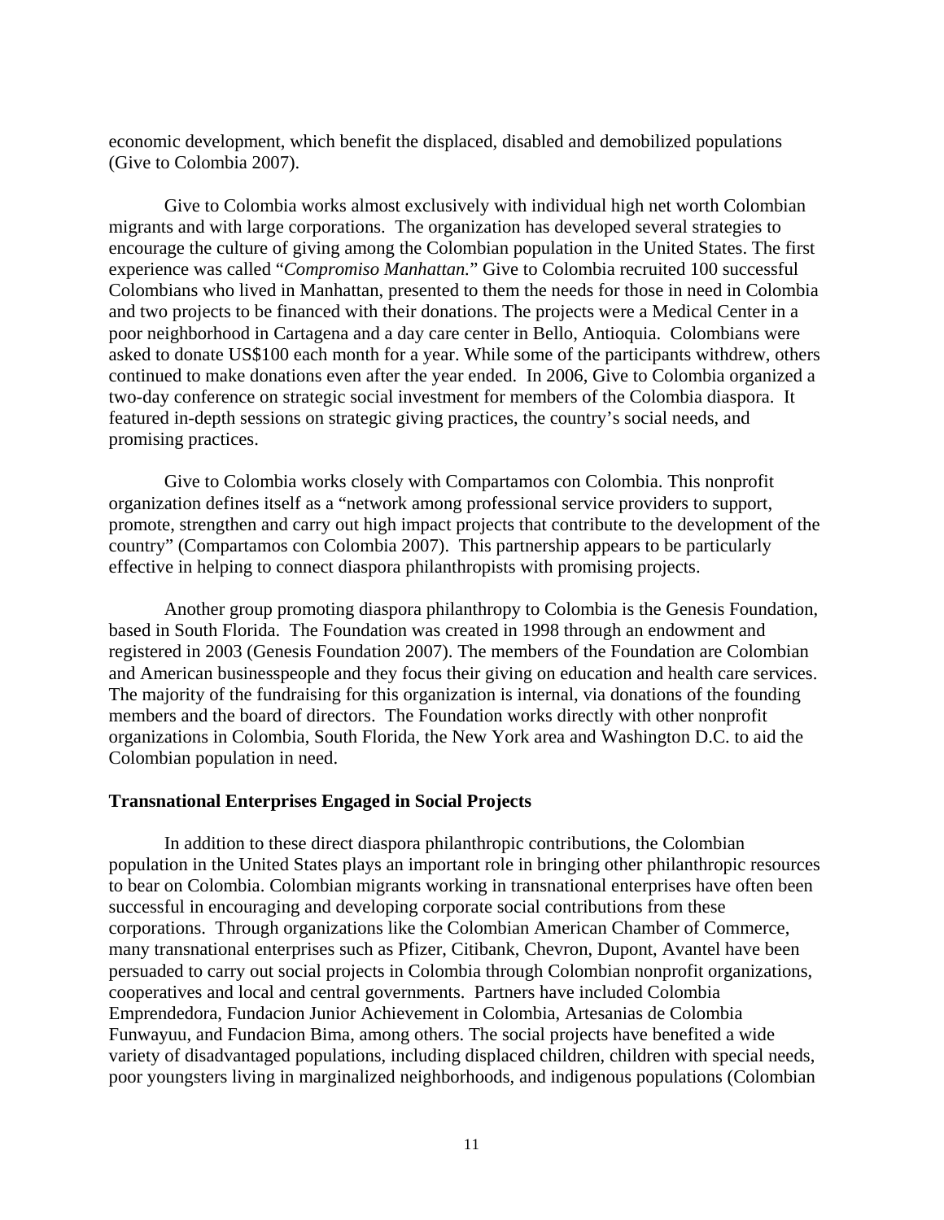economic development, which benefit the displaced, disabled and demobilized populations (Give to Colombia 2007).

Give to Colombia works almost exclusively with individual high net worth Colombian migrants and with large corporations. The organization has developed several strategies to encourage the culture of giving among the Colombian population in the United States. The first experience was called "*Compromiso Manhattan.*" Give to Colombia recruited 100 successful Colombians who lived in Manhattan, presented to them the needs for those in need in Colombia and two projects to be financed with their donations. The projects were a Medical Center in a poor neighborhood in Cartagena and a day care center in Bello, Antioquia. Colombians were asked to donate US$100 each month for a year. While some of the participants withdrew, others continued to make donations even after the year ended. In 2006, Give to Colombia organized a two-day conference on strategic social investment for members of the Colombia diaspora. It featured in-depth sessions on strategic giving practices, the country's social needs, and promising practices.

Give to Colombia works closely with Compartamos con Colombia. This nonprofit organization defines itself as a "network among professional service providers to support, promote, strengthen and carry out high impact projects that contribute to the development of the country" (Compartamos con Colombia 2007). This partnership appears to be particularly effective in helping to connect diaspora philanthropists with promising projects.

Another group promoting diaspora philanthropy to Colombia is the Genesis Foundation, based in South Florida. The Foundation was created in 1998 through an endowment and registered in 2003 (Genesis Foundation 2007). The members of the Foundation are Colombian and American businesspeople and they focus their giving on education and health care services. The majority of the fundraising for this organization is internal, via donations of the founding members and the board of directors. The Foundation works directly with other nonprofit organizations in Colombia, South Florida, the New York area and Washington D.C. to aid the Colombian population in need.

**Transnational Enterprises Engaged in Social Projects**

In addition to these direct diaspora philanthropic contributions, the Colombian population in the United States plays an important role in bringing other philanthropic resources to bear on Colombia. Colombian migrants working in transnational enterprises have often been successful in encouraging and developing corporate social contributions from these corporations. Through organizations like the Colombian American Chamber of Commerce, many transnational enterprises such as Pfizer, Citibank, Chevron, Dupont, Avantel have been persuaded to carry out social projects in Colombia through Colombian nonprofit organizations, cooperatives and local and central governments. Partners have included Colombia Emprendedora, Fundacion Junior Achievement in Colombia, Artesanias de Colombia Funwayuu, and Fundacion Bima, among others. The social projects have benefited a wide variety of disadvantaged populations, including displaced children, children with special needs, poor youngsters living in marginalized neighborhoods, and indigenous populations (Colombian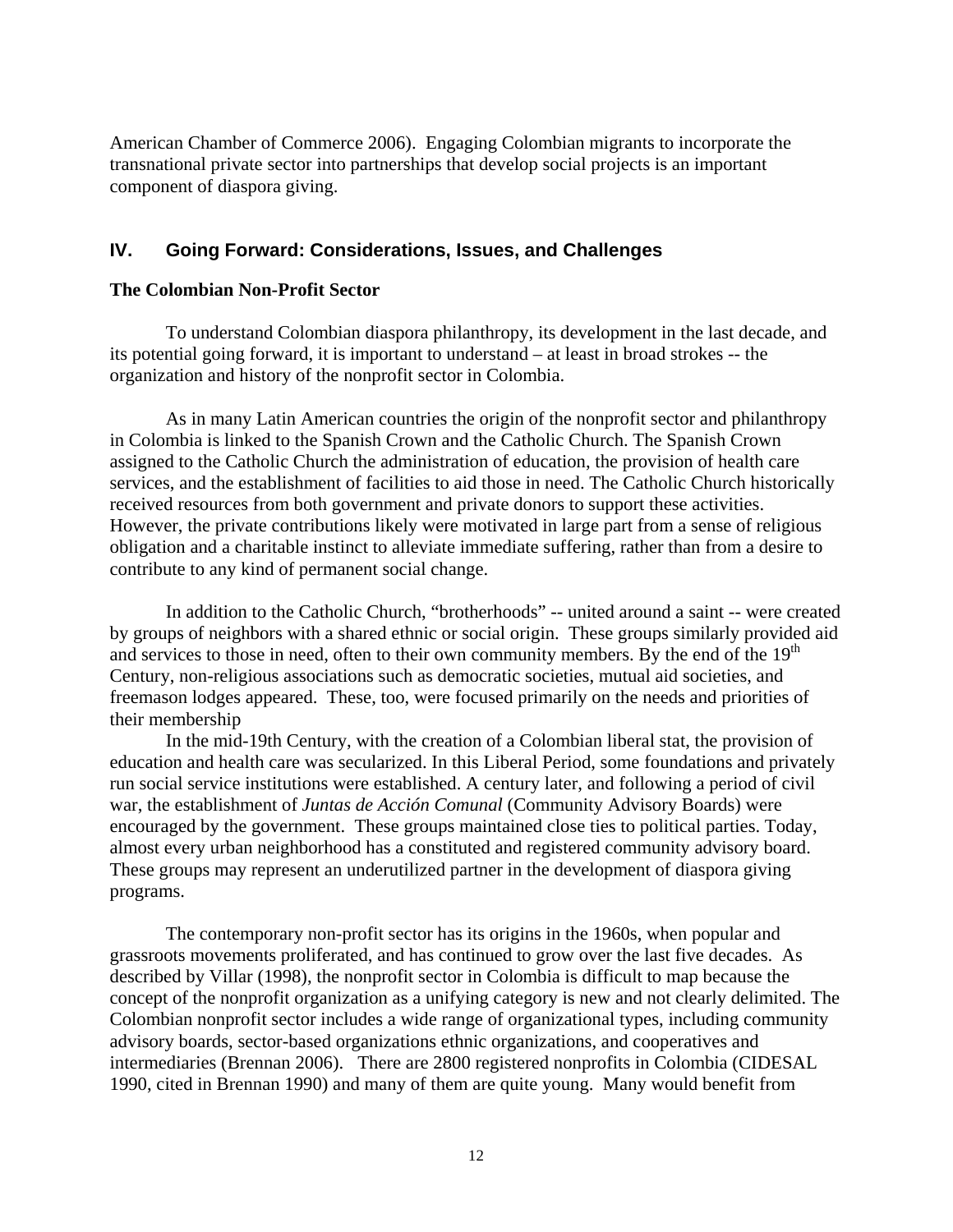American Chamber of Commerce 2006). Engaging Colombian migrants to incorporate the transnational private sector into partnerships that develop social projects is an important component of diaspora giving.

## IV. Going Forward: Considerations, Issues, and Challenges

### The Colombian Non-Profit Sector

To understand Colombian diaspora philanthropy, its development in the last decade, and its potential going forward, it is important to understand – at least in broad strokes -- the organization and history of the nonprofit sector in Colombia.

As in many Latin American countries the origin of the nonprofit sector and philanthropy in Colombia is linked to the Spanish Crown and the Catholic Church. The Spanish Crown assigned to the Catholic Church the administration of education, the provision of health care services, and the establishment of facilities to aid those in need. The Catholic Church historically received resources from both government and private donors to support these activities. However, the private contributions likely were motivated in large part from a sense of religious obligation and a charitable instinct to alleviate immediate suffering, rather than from a desire to contribute to any kind of permanent social change.

In addition to the Catholic Church, "brotherhoods" -- united around a saint -- were created by groups of neighbors with a shared ethnic or social origin. These groups similarly provided aid and services to those in need, often to their own community members. By the end of the 19th Century, non-religious associations such as democratic societies, mutual aid societies, and freemason lodges appeared. These, too, were focused primarily on the needs and priorities of their membership

In the mid-19th Century, with the creation of a Colombian liberal stat, the provision of education and health care was secularized. In this Liberal Period, some foundations and privately run social service institutions were established. A century later, and following a period of civil war, the establishment of *Juntas de Acción Comunal* (Community Advisory Boards) were encouraged by the government. These groups maintained close ties to political parties. Today, almost every urban neighborhood has a constituted and registered community advisory board. These groups may represent an underutilized partner in the development of diaspora giving programs.

The contemporary non-profit sector has its origins in the 1960s, when popular and grassroots movements proliferated, and has continued to grow over the last five decades. As described by Villar (1998), the nonprofit sector in Colombia is difficult to map because the concept of the nonprofit organization as a unifying category is new and not clearly delimited. The Colombian nonprofit sector includes a wide range of organizational types, including community advisory boards, sector-based organizations ethnic organizations, and cooperatives and intermediaries (Brennan 2006). There are 2800 registered nonprofits in Colombia (CIDESAL 1990, cited in Brennan 1990) and many of them are quite young. Many would benefit from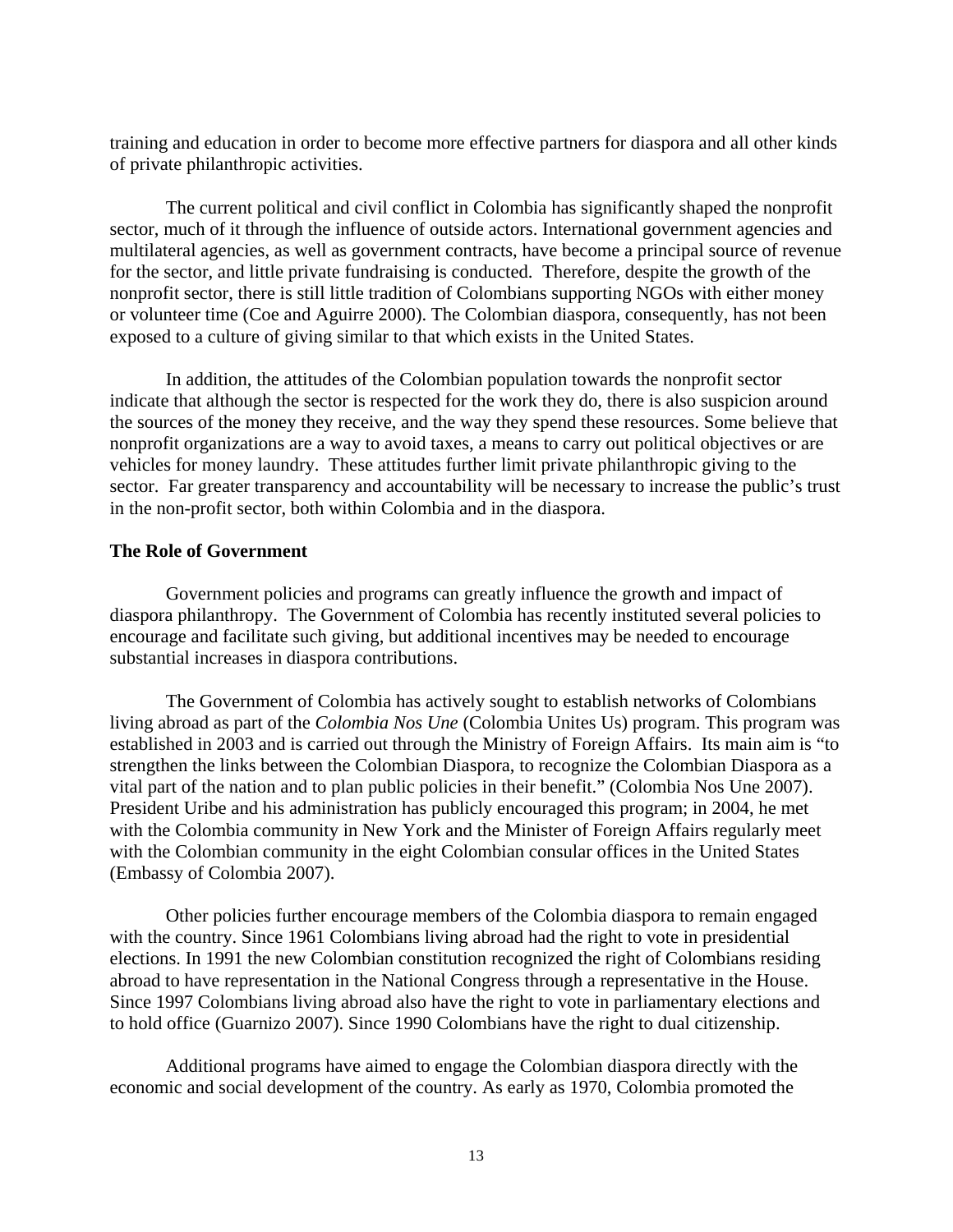training and education in order to become more effective partners for diaspora and all other kinds of private philanthropic activities.

The current political and civil conflict in Colombia has significantly shaped the nonprofit sector, much of it through the influence of outside actors. International government agencies and multilateral agencies, as well as government contracts, have become a principal source of revenue for the sector, and little private fundraising is conducted. Therefore, despite the growth of the nonprofit sector, there is still little tradition of Colombians supporting NGOs with either money or volunteer time (Coe and Aguirre 2000). The Colombian diaspora, consequently, has not been exposed to a culture of giving similar to that which exists in the United States.

In addition, the attitudes of the Colombian population towards the nonprofit sector indicate that although the sector is respected for the work they do, there is also suspicion around the sources of the money they receive, and the way they spend these resources. Some believe that nonprofit organizations are a way to avoid taxes, a means to carry out political objectives or are vehicles for money laundry. These attitudes further limit private philanthropic giving to the sector. Far greater transparency and accountability will be necessary to increase the public's trust in the non-profit sector, both within Colombia and in the diaspora.

**The Role of Government**

Government policies and programs can greatly influence the growth and impact of diaspora philanthropy. The Government of Colombia has recently instituted several policies to encourage and facilitate such giving, but additional incentives may be needed to encourage substantial increases in diaspora contributions.

The Government of Colombia has actively sought to establish networks of Colombians living abroad as part of the *Colombia Nos Une* (Colombia Unites Us) program. This program was established in 2003 and is carried out through the Ministry of Foreign Affairs. Its main aim is "to strengthen the links between the Colombian Diaspora, to recognize the Colombian Diaspora as a vital part of the nation and to plan public policies in their benefit." (Colombia Nos Une 2007). President Uribe and his administration has publicly encouraged this program; in 2004, he met with the Colombia community in New York and the Minister of Foreign Affairs regularly meet with the Colombian community in the eight Colombian consular offices in the United States (Embassy of Colombia 2007).

Other policies further encourage members of the Colombia diaspora to remain engaged with the country. Since 1961 Colombians living abroad had the right to vote in presidential elections. In 1991 the new Colombian constitution recognized the right of Colombians residing abroad to have representation in the National Congress through a representative in the House. Since 1997 Colombians living abroad also have the right to vote in parliamentary elections and to hold office (Guarnizo 2007). Since 1990 Colombians have the right to dual citizenship.

Additional programs have aimed to engage the Colombian diaspora directly with the economic and social development of the country. As early as 1970, Colombia promoted the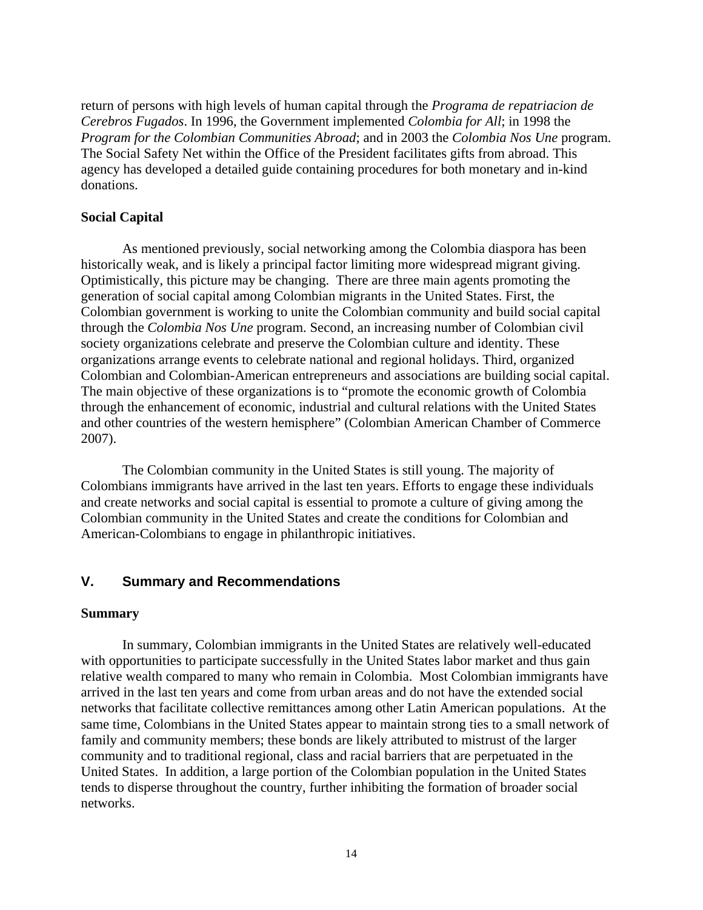return of persons with high levels of human capital through the *Programa de repatriacion de Cerebros Fugados*. In 1996, the Government implemented *Colombia for All*; in 1998 the *Program for the Colombian Communities Abroad*; and in 2003 the *Colombia Nos Une* program. The Social Safety Net within the Office of the President facilitates gifts from abroad. This agency has developed a detailed guide containing procedures for both monetary and in-kind donations.

**Social Capital**

As mentioned previously, social networking among the Colombia diaspora has been historically weak, and is likely a principal factor limiting more widespread migrant giving. Optimistically, this picture may be changing. There are three main agents promoting the generation of social capital among Colombian migrants in the United States. First, the Colombian government is working to unite the Colombian community and build social capital through the *Colombia Nos Une* program. Second, an increasing number of Colombian civil society organizations celebrate and preserve the Colombian culture and identity. These organizations arrange events to celebrate national and regional holidays. Third, organized Colombian and Colombian-American entrepreneurs and associations are building social capital. The main objective of these organizations is to "promote the economic growth of Colombia through the enhancement of economic, industrial and cultural relations with the United States and other countries of the western hemisphere" (Colombian American Chamber of Commerce 2007).

The Colombian community in the United States is still young. The majority of Colombians immigrants have arrived in the last ten years. Efforts to engage these individuals and create networks and social capital is essential to promote a culture of giving among the Colombian community in the United States and create the conditions for Colombian and American-Colombians to engage in philanthropic initiatives.

## V. Summary and Recommendations

**Summary**

In summary, Colombian immigrants in the United States are relatively well-educated with opportunities to participate successfully in the United States labor market and thus gain relative wealth compared to many who remain in Colombia. Most Colombian immigrants have arrived in the last ten years and come from urban areas and do not have the extended social networks that facilitate collective remittances among other Latin American populations. At the same time, Colombians in the United States appear to maintain strong ties to a small network of family and community members; these bonds are likely attributed to mistrust of the larger community and to traditional regional, class and racial barriers that are perpetuated in the United States. In addition, a large portion of the Colombian population in the United States tends to disperse throughout the country, further inhibiting the formation of broader social networks.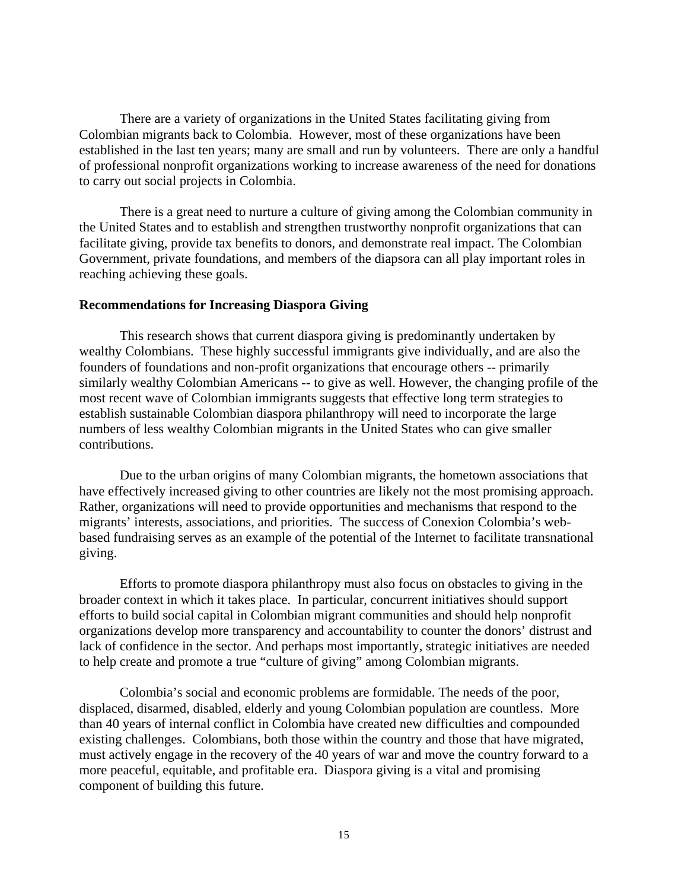There are a variety of organizations in the United States facilitating giving from Colombian migrants back to Colombia. However, most of these organizations have been established in the last ten years; many are small and run by volunteers. There are only a handful of professional nonprofit organizations working to increase awareness of the need for donations to carry out social projects in Colombia.

There is a great need to nurture a culture of giving among the Colombian community in the United States and to establish and strengthen trustworthy nonprofit organizations that can facilitate giving, provide tax benefits to donors, and demonstrate real impact. The Colombian Government, private foundations, and members of the diapsora can all play important roles in reaching achieving these goals.

**Recommendations for Increasing Diaspora Giving**

This research shows that current diaspora giving is predominantly undertaken by wealthy Colombians. These highly successful immigrants give individually, and are also the founders of foundations and non-profit organizations that encourage others -- primarily similarly wealthy Colombian Americans -- to give as well. However, the changing profile of the most recent wave of Colombian immigrants suggests that effective long term strategies to establish sustainable Colombian diaspora philanthropy will need to incorporate the large numbers of less wealthy Colombian migrants in the United States who can give smaller contributions.

Due to the urban origins of many Colombian migrants, the hometown associations that have effectively increased giving to other countries are likely not the most promising approach. Rather, organizations will need to provide opportunities and mechanisms that respond to the migrants' interests, associations, and priorities. The success of Conexion Colombia's web-based fundraising serves as an example of the potential of the Internet to facilitate transnational giving.

Efforts to promote diaspora philanthropy must also focus on obstacles to giving in the broader context in which it takes place. In particular, concurrent initiatives should support efforts to build social capital in Colombian migrant communities and should help nonprofit organizations develop more transparency and accountability to counter the donors' distrust and lack of confidence in the sector. And perhaps most importantly, strategic initiatives are needed to help create and promote a true "culture of giving" among Colombian migrants.

Colombia's social and economic problems are formidable. The needs of the poor, displaced, disarmed, disabled, elderly and young Colombian population are countless. More than 40 years of internal conflict in Colombia have created new difficulties and compounded existing challenges. Colombians, both those within the country and those that have migrated, must actively engage in the recovery of the 40 years of war and move the country forward to a more peaceful, equitable, and profitable era. Diaspora giving is a vital and promising component of building this future.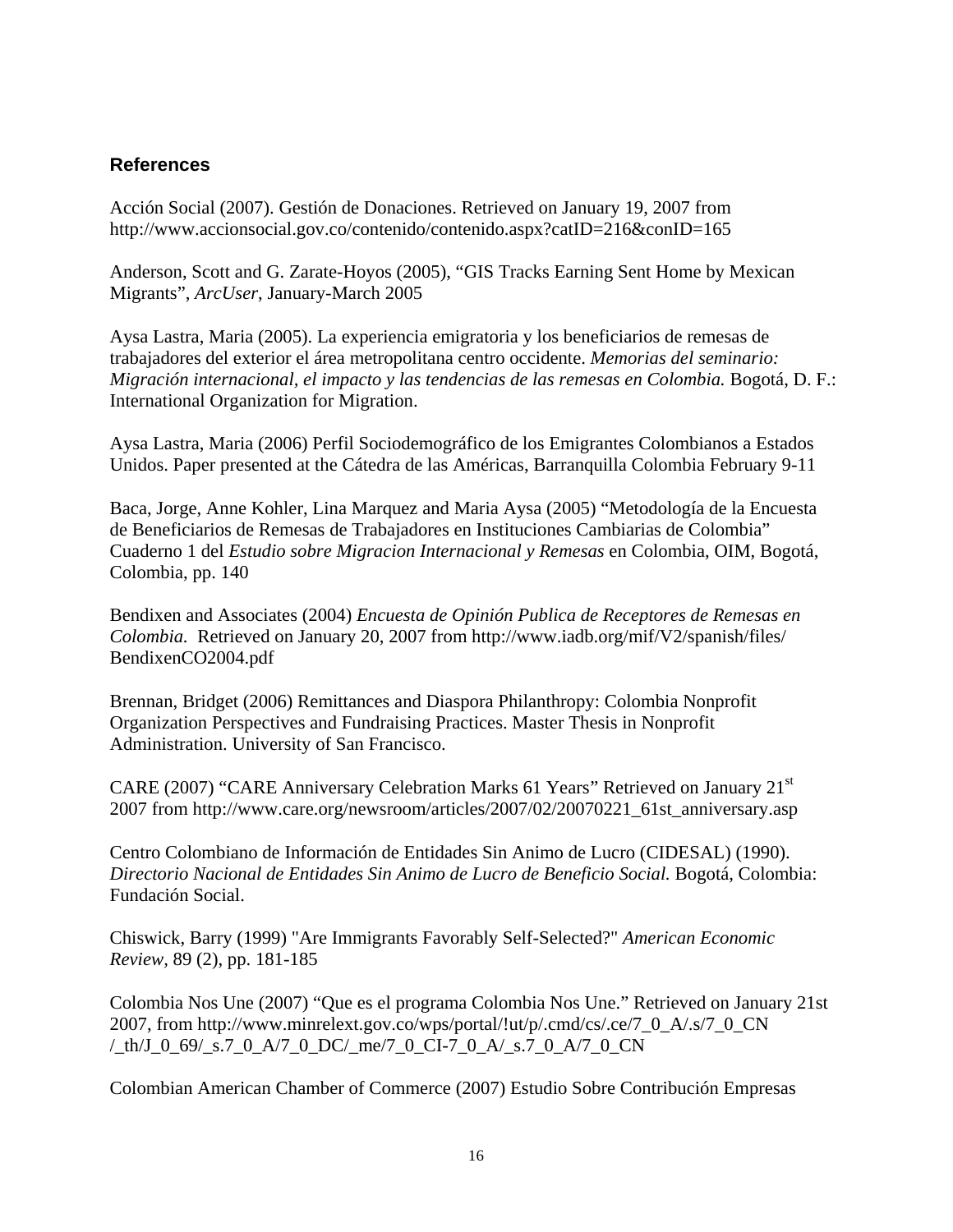## References

Acción Social (2007). Gestión de Donaciones. Retrieved on January 19, 2007 from http://www.accionsocial.gov.co/contenido/contenido.aspx?catID=216&conID=165

Anderson, Scott and G. Zarate-Hoyos (2005), "GIS Tracks Earning Sent Home by Mexican Migrants", *ArcUser*, January-March 2005

Aysa Lastra, Maria (2005). La experiencia emigratoria y los beneficiarios de remesas de trabajadores del exterior el área metropolitana centro occidente. *Memorias del seminario: Migración internacional, el impacto y las tendencias de las remesas en Colombia.* Bogotá, D. F.: International Organization for Migration.

Aysa Lastra, Maria (2006) Perfil Sociodemográfico de los Emigrantes Colombianos a Estados Unidos. Paper presented at the Cátedra de las Américas, Barranquilla Colombia February 9-11

Baca, Jorge, Anne Kohler, Lina Marquez and Maria Aysa (2005) "Metodología de la Encuesta de Beneficiarios de Remesas de Trabajadores en Instituciones Cambiarias de Colombia" Cuaderno 1 del *Estudio sobre Migracion Internacional y Remesas* en Colombia, OIM, Bogotá, Colombia, pp. 140

Bendixen and Associates (2004) *Encuesta de Opinión Publica de Receptores de Remesas en Colombia.* Retrieved on January 20, 2007 from http://www.iadb.org/mif/V2/spanish/files/BendixenCO2004.pdf

Brennan, Bridget (2006) Remittances and Diaspora Philanthropy: Colombia Nonprofit Organization Perspectives and Fundraising Practices. Master Thesis in Nonprofit Administration. University of San Francisco.

CARE (2007) "CARE Anniversary Celebration Marks 61 Years" Retrieved on January 21st 2007 from http://www.care.org/newsroom/articles/2007/02/20070221_61st_anniversary.asp

Centro Colombiano de Información de Entidades Sin Animo de Lucro (CIDESAL) (1990). *Directorio Nacional de Entidades Sin Animo de Lucro de Beneficio Social.* Bogotá, Colombia: Fundación Social.

Chiswick, Barry (1999) "Are Immigrants Favorably Self-Selected?" *American Economic Review*, 89 (2), pp. 181-185

Colombia Nos Une (2007) "Que es el programa Colombia Nos Une." Retrieved on January 21st 2007, from http://www.minrelext.gov.co/wps/portal/!ut/p/.cmd/cs/.ce/7_0_A/.s/7_0_CN/_th/J_0_69/_s.7_0_A/7_0_DC/_me/7_0_CI-7_0_A/_s.7_0_A/7_0_CN

Colombian American Chamber of Commerce (2007) Estudio Sobre Contribución Empresas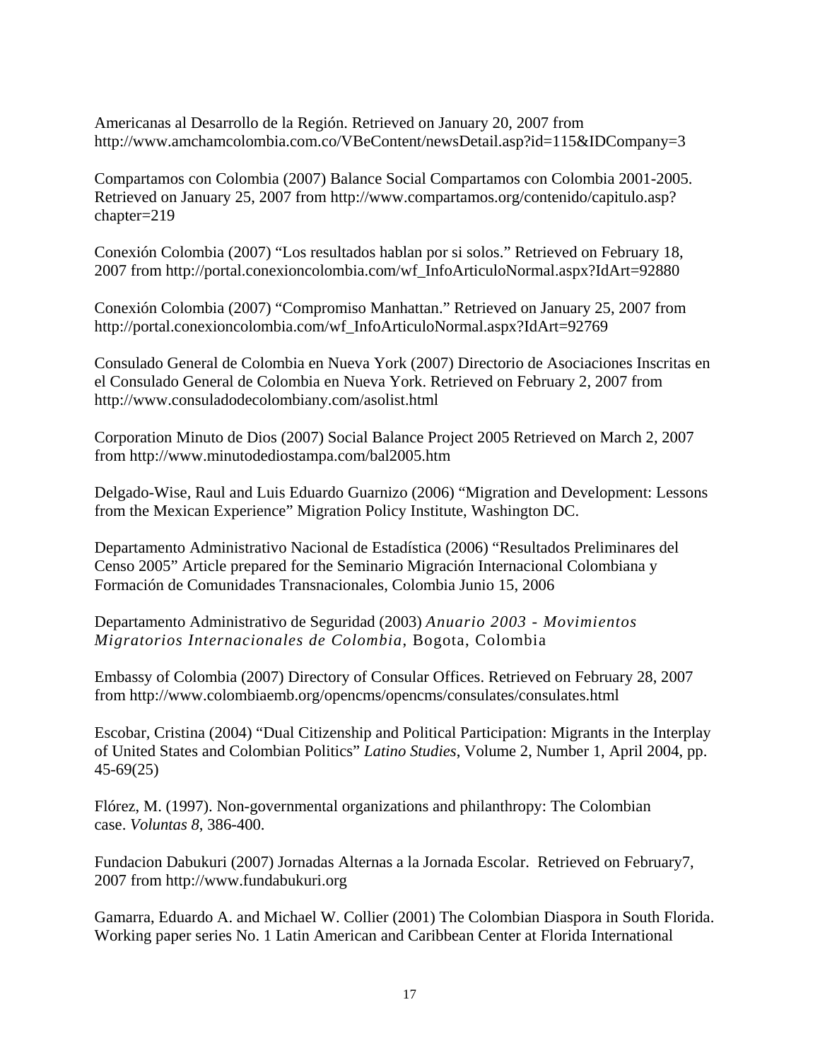Americanas al Desarrollo de la Región. Retrieved on January 20, 2007 from http://www.amchamcolombia.com.co/VBeContent/newsDetail.asp?id=115&IDCompany=3

Compartamos con Colombia (2007) Balance Social Compartamos con Colombia 2001-2005. Retrieved on January 25, 2007 from http://www.compartamos.org/contenido/capitulo.asp?chapter=219

Conexión Colombia (2007) "Los resultados hablan por si solos." Retrieved on February 18, 2007 from http://portal.conexioncolombia.com/wf_InfoArticuloNormal.aspx?IdArt=92880

Conexión Colombia (2007) "Compromiso Manhattan." Retrieved on January 25, 2007 from http://portal.conexioncolombia.com/wf_InfoArticuloNormal.aspx?IdArt=92769

Consulado General de Colombia en Nueva York (2007) Directorio de Asociaciones Inscritas en el Consulado General de Colombia en Nueva York. Retrieved on February 2, 2007 from http://www.consuladodecolombiany.com/asolist.html

Corporation Minuto de Dios (2007) Social Balance Project 2005 Retrieved on March 2, 2007 from http://www.minutodediostampa.com/bal2005.htm

Delgado-Wise, Raul and Luis Eduardo Guarnizo (2006) "Migration and Development: Lessons from the Mexican Experience" Migration Policy Institute, Washington DC.

Departamento Administrativo Nacional de Estadística (2006) "Resultados Preliminares del Censo 2005" Article prepared for the Seminario Migración Internacional Colombiana y Formación de Comunidades Transnacionales, Colombia Junio 15, 2006

Departamento Administrativo de Seguridad (2003) *Anuario 2003 - Movimientos Migratorios Internacionales de Colombia*, Bogota, Colombia

Embassy of Colombia (2007) Directory of Consular Offices. Retrieved on February 28, 2007 from http://www.colombiaemb.org/opencms/opencms/consulates/consulates.html

Escobar, Cristina (2004) "Dual Citizenship and Political Participation: Migrants in the Interplay of United States and Colombian Politics" *Latino Studies*, Volume 2, Number 1, April 2004, pp. 45-69(25)

Flórez, M. (1997). Non-governmental organizations and philanthropy: The Colombian case. *Voluntas 8*, 386-400.

Fundacion Dabukuri (2007) Jornadas Alternas a la Jornada Escolar. Retrieved on February7, 2007 from http://www.fundabukuri.org

Gamarra, Eduardo A. and Michael W. Collier (2001) The Colombian Diaspora in South Florida. Working paper series No. 1 Latin American and Caribbean Center at Florida International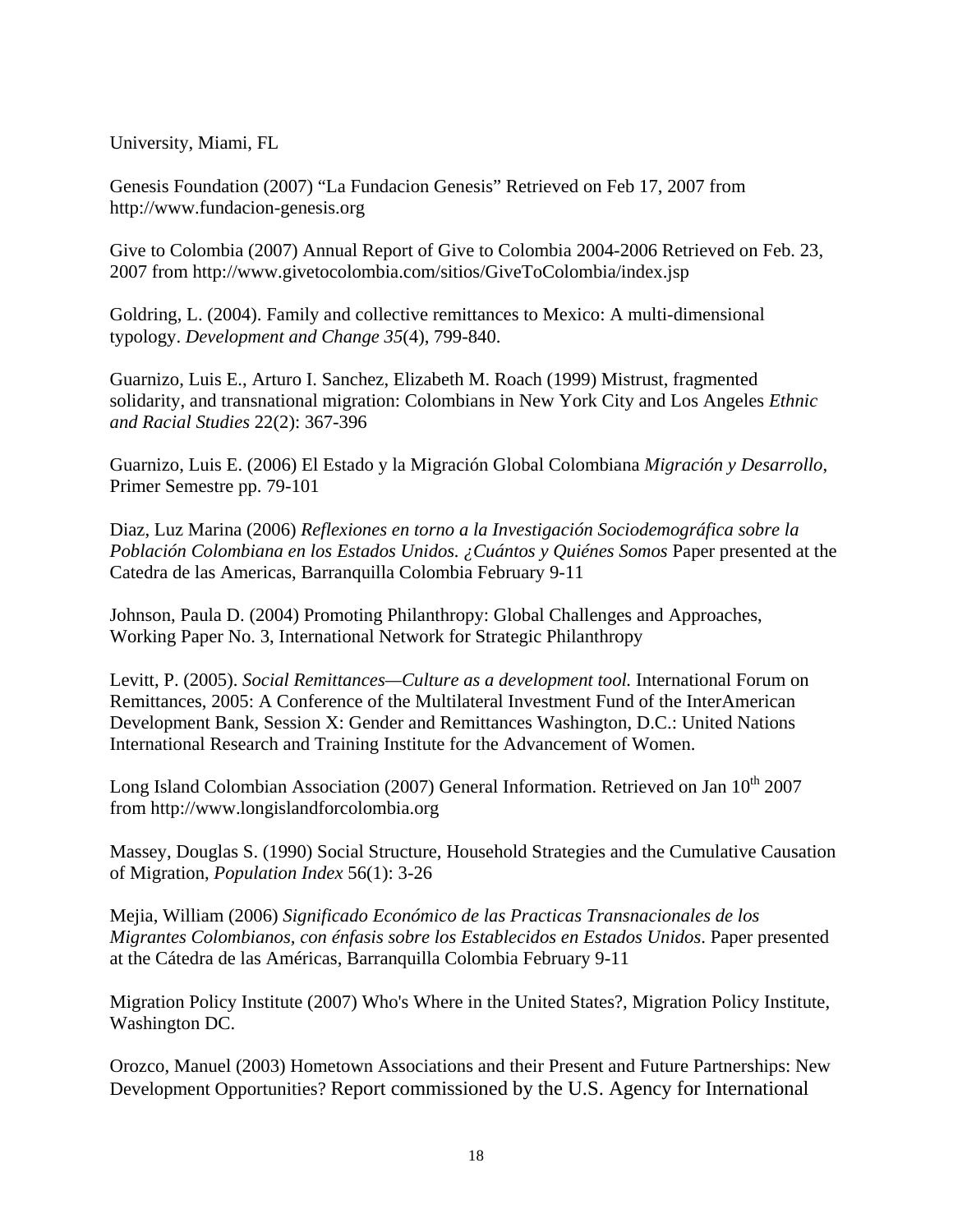University, Miami, FL

Genesis Foundation (2007) "La Fundacion Genesis" Retrieved on Feb 17, 2007 from http://www.fundacion-genesis.org

Give to Colombia (2007) Annual Report of Give to Colombia 2004-2006 Retrieved on Feb. 23, 2007 from http://www.givetocolombia.com/sitios/GiveToColombia/index.jsp

Goldring, L. (2004). Family and collective remittances to Mexico: A multi-dimensional typology. *Development and Change 35*(4), 799-840.

Guarnizo, Luis E., Arturo I. Sanchez, Elizabeth M. Roach (1999) Mistrust, fragmented solidarity, and transnational migration: Colombians in New York City and Los Angeles *Ethnic and Racial Studies* 22(2): 367-396

Guarnizo, Luis E. (2006) El Estado y la Migración Global Colombiana *Migración y Desarrollo*, Primer Semestre pp. 79-101

Diaz, Luz Marina (2006) *Reflexiones en torno a la Investigación Sociodemográfica sobre la Población Colombiana en los Estados Unidos. ¿Cuántos y Quiénes Somos* Paper presented at the Catedra de las Americas, Barranquilla Colombia February 9-11

Johnson, Paula D. (2004) Promoting Philanthropy: Global Challenges and Approaches, Working Paper No. 3, International Network for Strategic Philanthropy

Levitt, P. (2005). *Social Remittances—Culture as a development tool.* International Forum on Remittances, 2005: A Conference of the Multilateral Investment Fund of the InterAmerican Development Bank, Session X: Gender and Remittances Washington, D.C.: United Nations International Research and Training Institute for the Advancement of Women.

Long Island Colombian Association (2007) General Information. Retrieved on Jan 10th 2007 from http://www.longislandforcolombia.org

Massey, Douglas S. (1990) Social Structure, Household Strategies and the Cumulative Causation of Migration, *Population Index* 56(1): 3-26

Mejia, William (2006) *Significado Económico de las Practicas Transnacionales de los Migrantes Colombianos, con énfasis sobre los Establecidos en Estados Unidos*. Paper presented at the Cátedra de las Américas, Barranquilla Colombia February 9-11

Migration Policy Institute (2007) Who's Where in the United States?, Migration Policy Institute, Washington DC.

Orozco, Manuel (2003) Hometown Associations and their Present and Future Partnerships: New Development Opportunities? Report commissioned by the U.S. Agency for International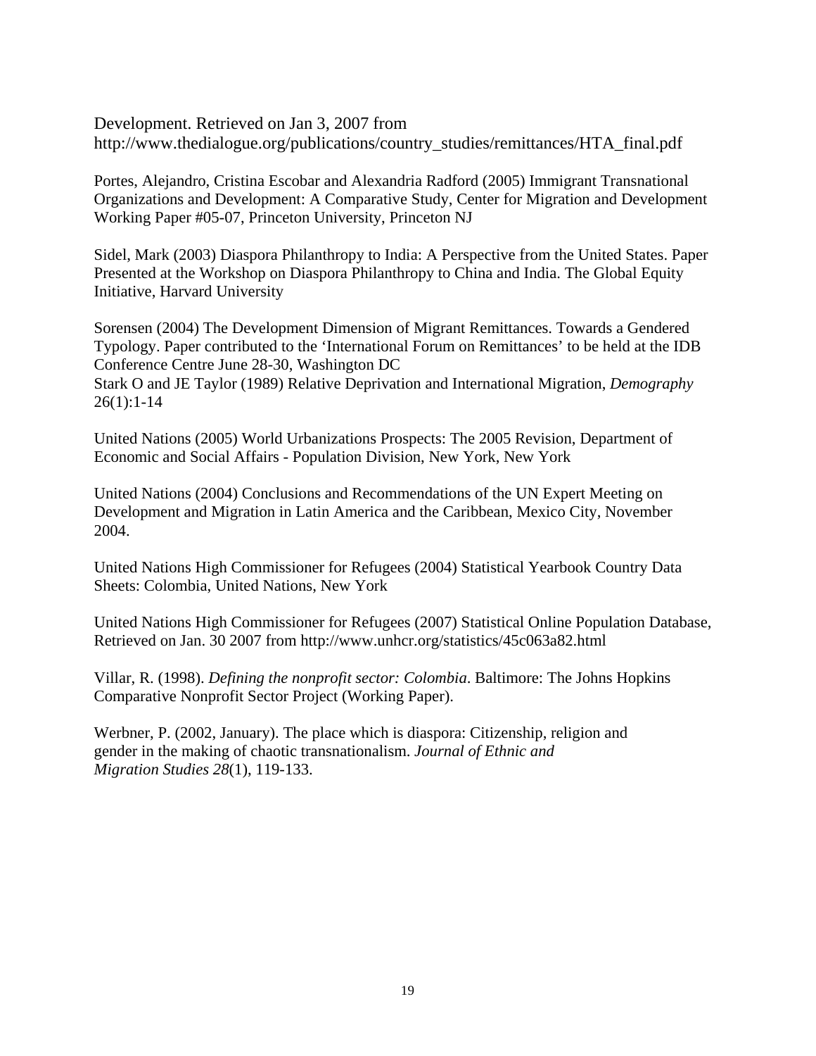Development. Retrieved on Jan 3, 2007 from http://www.thedialogue.org/publications/country_studies/remittances/HTA_final.pdf

Portes, Alejandro, Cristina Escobar and Alexandria Radford (2005) Immigrant Transnational Organizations and Development: A Comparative Study, Center for Migration and Development Working Paper #05-07, Princeton University, Princeton NJ

Sidel, Mark (2003) Diaspora Philanthropy to India: A Perspective from the United States. Paper Presented at the Workshop on Diaspora Philanthropy to China and India. The Global Equity Initiative, Harvard University

Sorensen (2004) The Development Dimension of Migrant Remittances. Towards a Gendered Typology. Paper contributed to the 'International Forum on Remittances' to be held at the IDB Conference Centre June 28-30, Washington DC

Stark O and JE Taylor (1989) Relative Deprivation and International Migration, *Demography* 26(1):1-14

United Nations (2005) World Urbanizations Prospects: The 2005 Revision, Department of Economic and Social Affairs - Population Division, New York, New York

United Nations (2004) Conclusions and Recommendations of the UN Expert Meeting on Development and Migration in Latin America and the Caribbean, Mexico City, November 2004.

United Nations High Commissioner for Refugees (2004) Statistical Yearbook Country Data Sheets: Colombia, United Nations, New York

United Nations High Commissioner for Refugees (2007) Statistical Online Population Database, Retrieved on Jan. 30 2007 from http://www.unhcr.org/statistics/45c063a82.html

Villar, R. (1998). *Defining the nonprofit sector: Colombia*. Baltimore: The Johns Hopkins Comparative Nonprofit Sector Project (Working Paper).

Werbner, P. (2002, January). The place which is diaspora: Citizenship, religion and gender in the making of chaotic transnationalism. *Journal of Ethnic and Migration Studies 28*(1), 119-133.